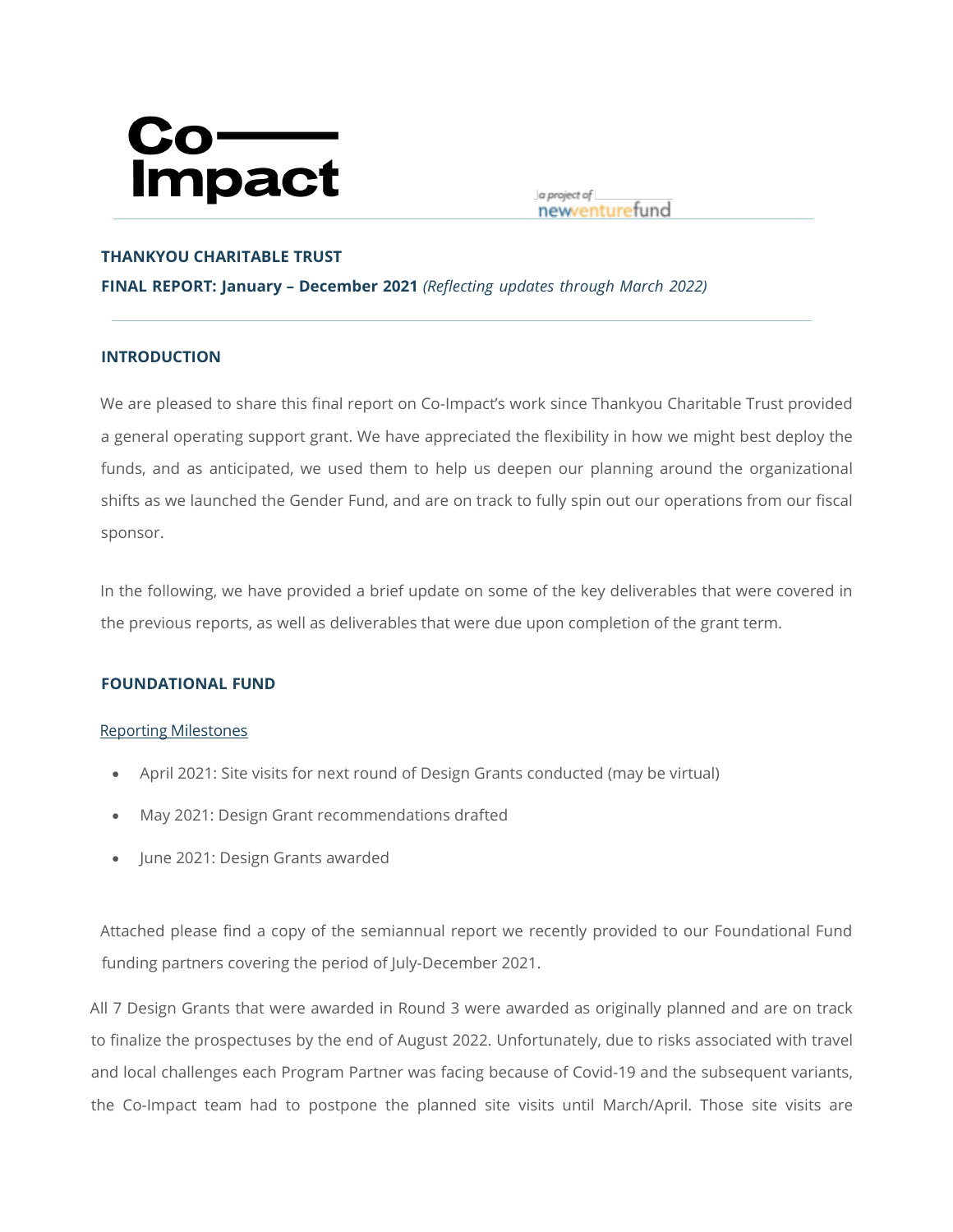# Co—Impact

a project of newventurefund

**THANKYOU CHARITABLE TRUST**

**FINAL REPORT: January – December 2021** *(Reflecting updates through March 2022)*

## INTRODUCTION

We are pleased to share this final report on Co-Impact's work since Thankyou Charitable Trust provided a general operating support grant. We have appreciated the flexibility in how we might best deploy the funds, and as anticipated, we used them to help us deepen our planning around the organizational shifts as we launched the Gender Fund, and are on track to fully spin out our operations from our fiscal sponsor.

In the following, we have provided a brief update on some of the key deliverables that were covered in the previous reports, as well as deliverables that were due upon completion of the grant term.

## FOUNDATIONAL FUND

### Reporting Milestones

- April 2021: Site visits for next round of Design Grants conducted (may be virtual)
- May 2021: Design Grant recommendations drafted
- June 2021: Design Grants awarded

Attached please find a copy of the semiannual report we recently provided to our Foundational Fund funding partners covering the period of July-December 2021.

All 7 Design Grants that were awarded in Round 3 were awarded as originally planned and are on track to finalize the prospectuses by the end of August 2022. Unfortunately, due to risks associated with travel and local challenges each Program Partner was facing because of Covid-19 and the subsequent variants, the Co-Impact team had to postpone the planned site visits until March/April. Those site visits are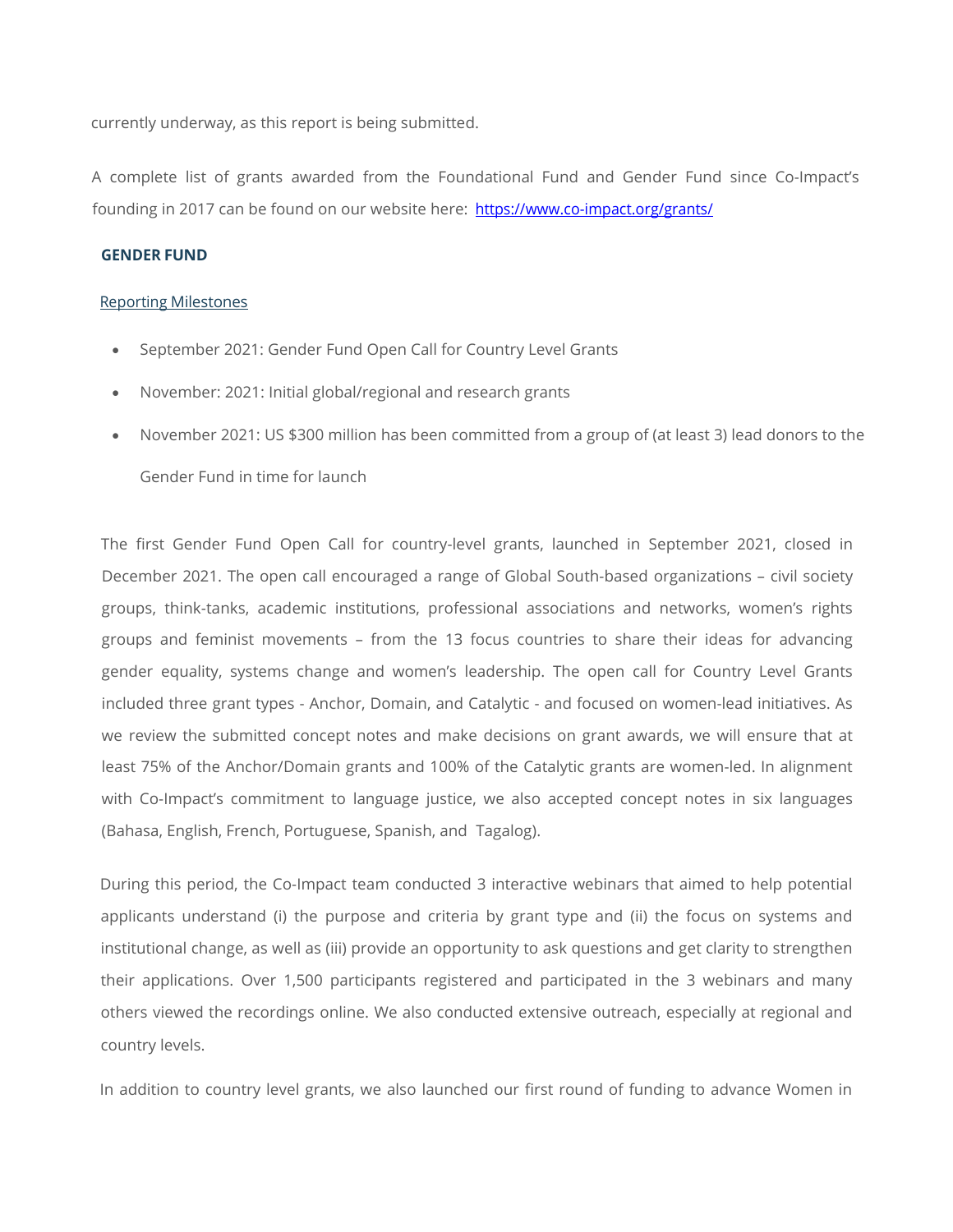currently underway, as this report is being submitted.

A complete list of grants awarded from the Foundational Fund and Gender Fund since Co-Impact's founding in 2017 can be found on our website here: [https://www.co-impact.org/grants/](https://www.co-impact.org/grants/)

**GENDER FUND**

Reporting Milestones

- September 2021: Gender Fund Open Call for Country Level Grants
- November: 2021: Initial global/regional and research grants
- November 2021: US $300 million has been committed from a group of (at least 3) lead donors to the Gender Fund in time for launch

The first Gender Fund Open Call for country-level grants, launched in September 2021, closed in December 2021. The open call encouraged a range of Global South-based organizations – civil society groups, think-tanks, academic institutions, professional associations and networks, women's rights groups and feminist movements – from the 13 focus countries to share their ideas for advancing gender equality, systems change and women's leadership. The open call for Country Level Grants included three grant types - Anchor, Domain, and Catalytic - and focused on women-lead initiatives. As we review the submitted concept notes and make decisions on grant awards, we will ensure that at least 75% of the Anchor/Domain grants and 100% of the Catalytic grants are women-led. In alignment with Co-Impact's commitment to language justice, we also accepted concept notes in six languages (Bahasa, English, French, Portuguese, Spanish, and Tagalog).

During this period, the Co-Impact team conducted 3 interactive webinars that aimed to help potential applicants understand (i) the purpose and criteria by grant type and (ii) the focus on systems and institutional change, as well as (iii) provide an opportunity to ask questions and get clarity to strengthen their applications. Over 1,500 participants registered and participated in the 3 webinars and many others viewed the recordings online. We also conducted extensive outreach, especially at regional and country levels.

In addition to country level grants, we also launched our first round of funding to advance Women in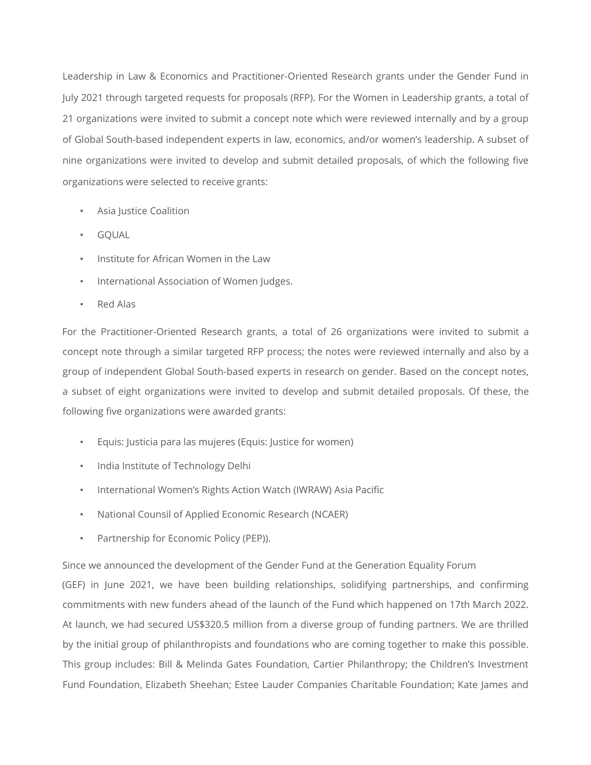Leadership in Law & Economics and Practitioner-Oriented Research grants under the Gender Fund in July 2021 through targeted requests for proposals (RFP). For the Women in Leadership grants, a total of 21 organizations were invited to submit a concept note which were reviewed internally and by a group of Global South-based independent experts in law, economics, and/or women's leadership. A subset of nine organizations were invited to develop and submit detailed proposals, of which the following five organizations were selected to receive grants:

- Asia Justice Coalition
- GQUAL
- Institute for African Women in the Law
- International Association of Women Judges.
- Red Alas

For the Practitioner-Oriented Research grants, a total of 26 organizations were invited to submit a concept note through a similar targeted RFP process; the notes were reviewed internally and also by a group of independent Global South-based experts in research on gender. Based on the concept notes, a subset of eight organizations were invited to develop and submit detailed proposals. Of these, the following five organizations were awarded grants:

- Equis: Justicia para las mujeres (Equis: Justice for women)
- India Institute of Technology Delhi
- International Women's Rights Action Watch (IWRAW) Asia Pacific
- National Counsil of Applied Economic Research (NCAER)
- Partnership for Economic Policy (PEP)).

Since we announced the development of the Gender Fund at the Generation Equality Forum (GEF) in June 2021, we have been building relationships, solidifying partnerships, and confirming commitments with new funders ahead of the launch of the Fund which happened on 17th March 2022. At launch, we had secured US$320.5 million from a diverse group of funding partners. We are thrilled by the initial group of philanthropists and foundations who are coming together to make this possible. This group includes: Bill & Melinda Gates Foundation, Cartier Philanthropy; the Children's Investment Fund Foundation, Elizabeth Sheehan; Estee Lauder Companies Charitable Foundation; Kate James and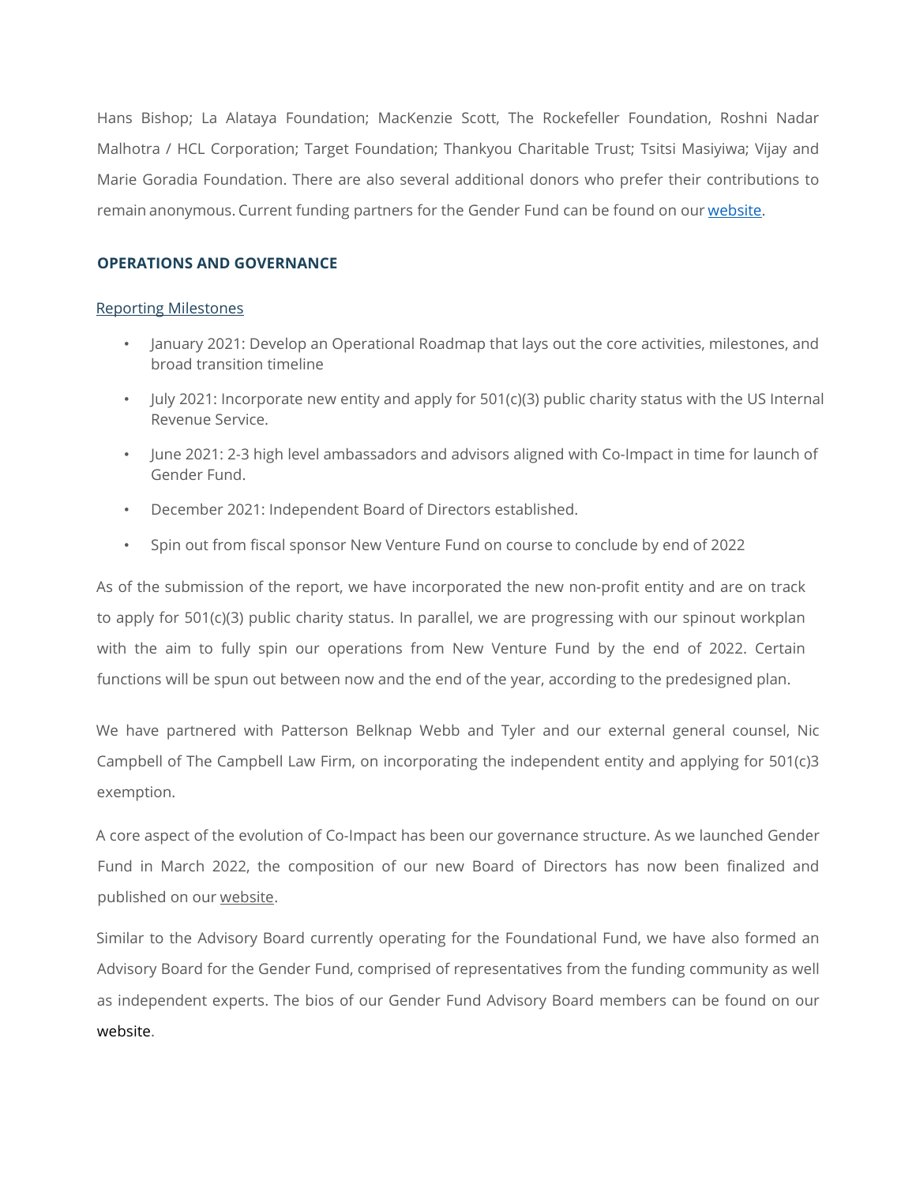Hans Bishop; La Alataya Foundation; MacKenzie Scott, The Rockefeller Foundation, Roshni Nadar Malhotra / HCL Corporation; Target Foundation; Thankyou Charitable Trust; Tsitsi Masiyiwa; Vijay and Marie Goradia Foundation. There are also several additional donors who prefer their contributions to remain anonymous. Current funding partners for the Gender Fund can be found on our website.

## OPERATIONS AND GOVERNANCE

### Reporting Milestones

- January 2021: Develop an Operational Roadmap that lays out the core activities, milestones, and broad transition timeline
- July 2021: Incorporate new entity and apply for 501(c)(3) public charity status with the US Internal Revenue Service.
- June 2021: 2-3 high level ambassadors and advisors aligned with Co-Impact in time for launch of Gender Fund.
- December 2021: Independent Board of Directors established.
- Spin out from fiscal sponsor New Venture Fund on course to conclude by end of 2022

As of the submission of the report, we have incorporated the new non-profit entity and are on track to apply for 501(c)(3) public charity status. In parallel, we are progressing with our spinout workplan with the aim to fully spin our operations from New Venture Fund by the end of 2022. Certain functions will be spun out between now and the end of the year, according to the predesigned plan.

We have partnered with Patterson Belknap Webb and Tyler and our external general counsel, Nic Campbell of The Campbell Law Firm, on incorporating the independent entity and applying for 501(c)3 exemption.

A core aspect of the evolution of Co-Impact has been our governance structure. As we launched Gender Fund in March 2022, the composition of our new Board of Directors has now been finalized and published on our website.

Similar to the Advisory Board currently operating for the Foundational Fund, we have also formed an Advisory Board for the Gender Fund, comprised of representatives from the funding community as well as independent experts. The bios of our Gender Fund Advisory Board members can be found on our website.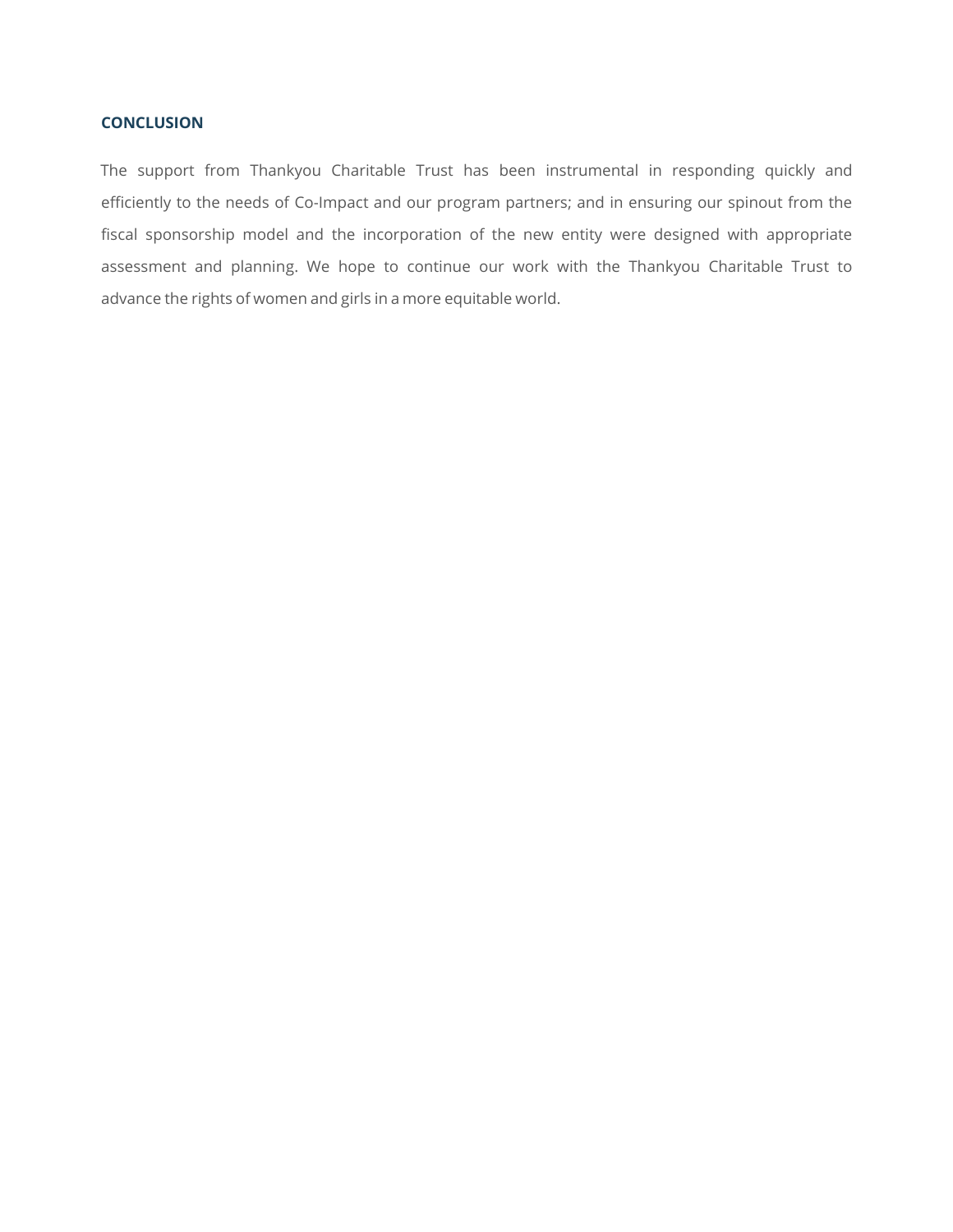## CONCLUSION

The support from Thankyou Charitable Trust has been instrumental in responding quickly and efficiently to the needs of Co-Impact and our program partners; and in ensuring our spinout from the fiscal sponsorship model and the incorporation of the new entity were designed with appropriate assessment and planning. We hope to continue our work with the Thankyou Charitable Trust to advance the rights of women and girls in a more equitable world.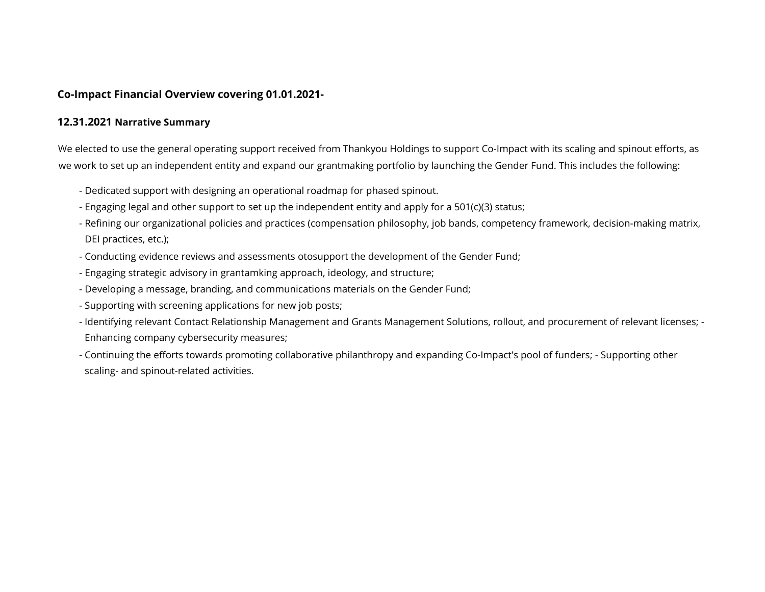**Co-Impact Financial Overview covering 01.01.2021-**

**12.31.2021 Narrative Summary**

We elected to use the general operating support received from Thankyou Holdings to support Co-Impact with its scaling and spinout efforts, as we work to set up an independent entity and expand our grantmaking portfolio by launching the Gender Fund. This includes the following:

- Dedicated support with designing an operational roadmap for phased spinout.
- Engaging legal and other support to set up the independent entity and apply for a 501(c)(3) status;
- Refining our organizational policies and practices (compensation philosophy, job bands, competency framework, decision-making matrix, DEI practices, etc.);
- Conducting evidence reviews and assessments otosupport the development of the Gender Fund;
- Engaging strategic advisory in grantamking approach, ideology, and structure;
- Developing a message, branding, and communications materials on the Gender Fund;
- Supporting with screening applications for new job posts;
- Identifying relevant Contact Relationship Management and Grants Management Solutions, rollout, and procurement of relevant licenses; - Enhancing company cybersecurity measures;
- Continuing the efforts towards promoting collaborative philanthropy and expanding Co-Impact's pool of funders; - Supporting other scaling- and spinout-related activities.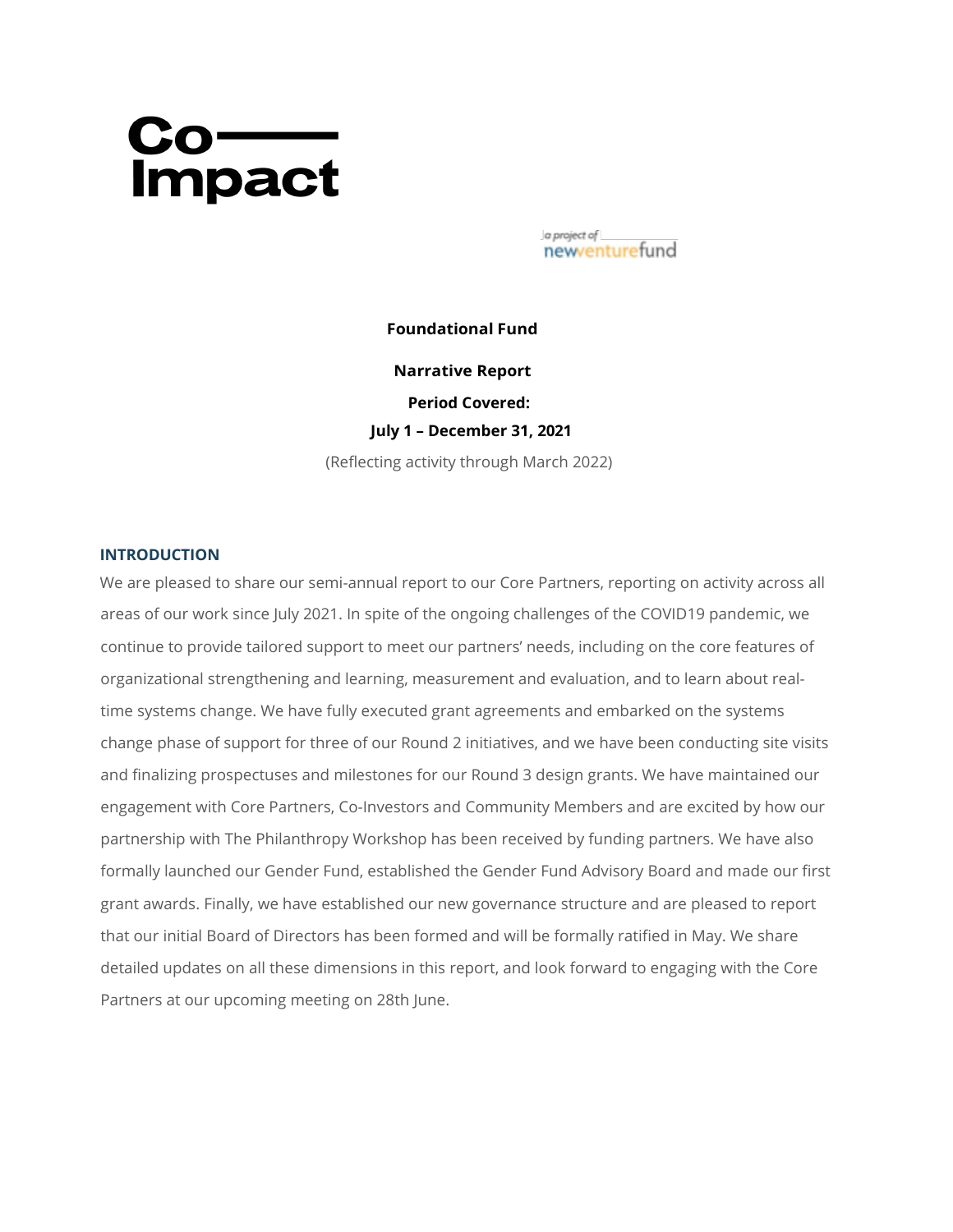Co—— Impact

a project of newventurefund

**Foundational Fund**

**Narrative Report**

**Period Covered:**

**July 1 – December 31, 2021**

(Reflecting activity through March 2022)

## INTRODUCTION

We are pleased to share our semi-annual report to our Core Partners, reporting on activity across all areas of our work since July 2021. In spite of the ongoing challenges of the COVID19 pandemic, we continue to provide tailored support to meet our partners' needs, including on the core features of organizational strengthening and learning, measurement and evaluation, and to learn about real-time systems change. We have fully executed grant agreements and embarked on the systems change phase of support for three of our Round 2 initiatives, and we have been conducting site visits and finalizing prospectuses and milestones for our Round 3 design grants. We have maintained our engagement with Core Partners, Co-Investors and Community Members and are excited by how our partnership with The Philanthropy Workshop has been received by funding partners. We have also formally launched our Gender Fund, established the Gender Fund Advisory Board and made our first grant awards. Finally, we have established our new governance structure and are pleased to report that our initial Board of Directors has been formed and will be formally ratified in May. We share detailed updates on all these dimensions in this report, and look forward to engaging with the Core Partners at our upcoming meeting on 28th June.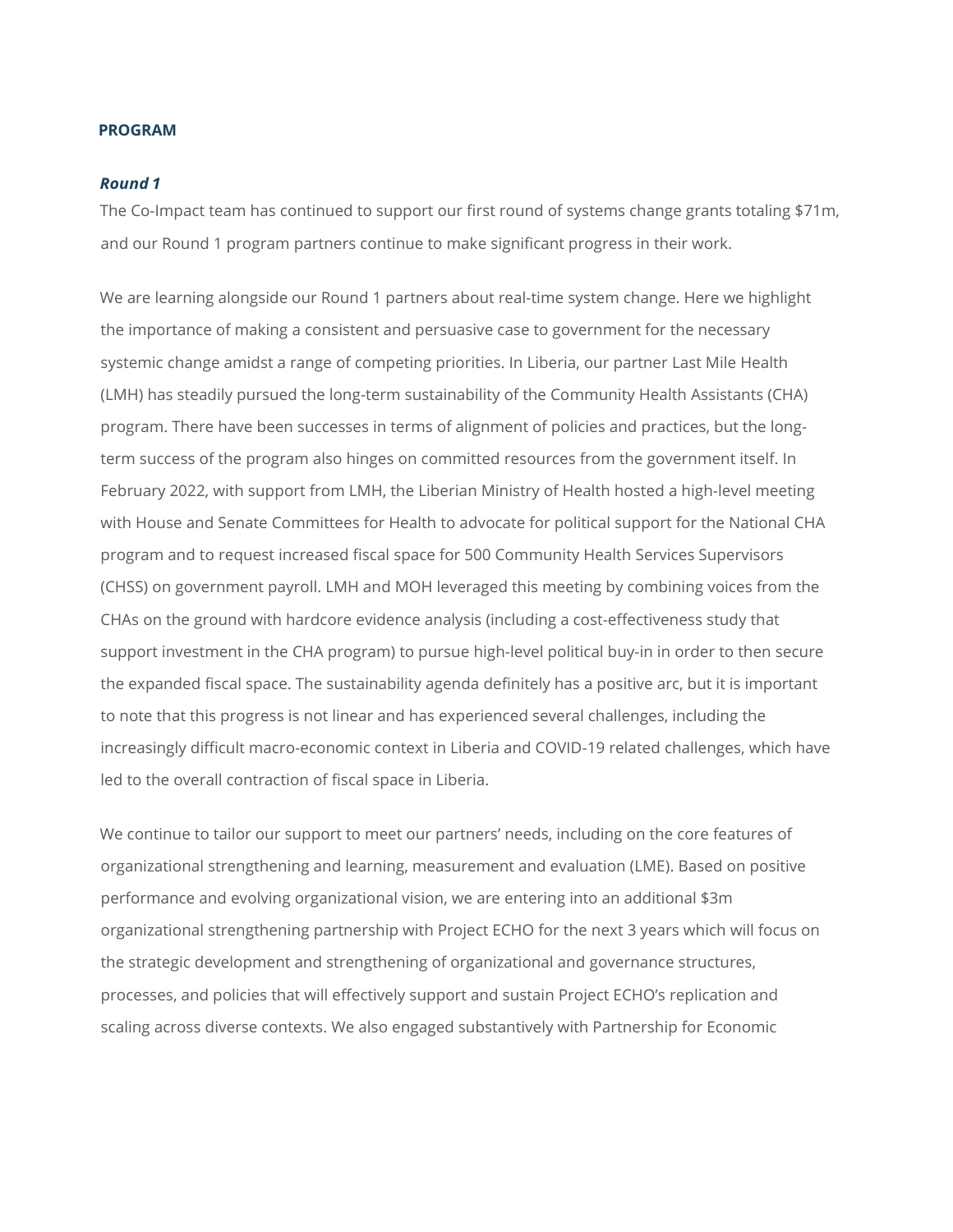## PROGRAM

### *Round 1*

The Co-Impact team has continued to support our first round of systems change grants totaling $71m, and our Round 1 program partners continue to make significant progress in their work.

We are learning alongside our Round 1 partners about real-time system change. Here we highlight the importance of making a consistent and persuasive case to government for the necessary systemic change amidst a range of competing priorities. In Liberia, our partner Last Mile Health (LMH) has steadily pursued the long-term sustainability of the Community Health Assistants (CHA) program. There have been successes in terms of alignment of policies and practices, but the long-term success of the program also hinges on committed resources from the government itself. In February 2022, with support from LMH, the Liberian Ministry of Health hosted a high-level meeting with House and Senate Committees for Health to advocate for political support for the National CHA program and to request increased fiscal space for 500 Community Health Services Supervisors (CHSS) on government payroll. LMH and MOH leveraged this meeting by combining voices from the CHAs on the ground with hardcore evidence analysis (including a cost-effectiveness study that support investment in the CHA program) to pursue high-level political buy-in in order to then secure the expanded fiscal space. The sustainability agenda definitely has a positive arc, but it is important to note that this progress is not linear and has experienced several challenges, including the increasingly difficult macro-economic context in Liberia and COVID-19 related challenges, which have led to the overall contraction of fiscal space in Liberia.

We continue to tailor our support to meet our partners' needs, including on the core features of organizational strengthening and learning, measurement and evaluation (LME). Based on positive performance and evolving organizational vision, we are entering into an additional $3m organizational strengthening partnership with Project ECHO for the next 3 years which will focus on the strategic development and strengthening of organizational and governance structures, processes, and policies that will effectively support and sustain Project ECHO's replication and scaling across diverse contexts. We also engaged substantively with Partnership for Economic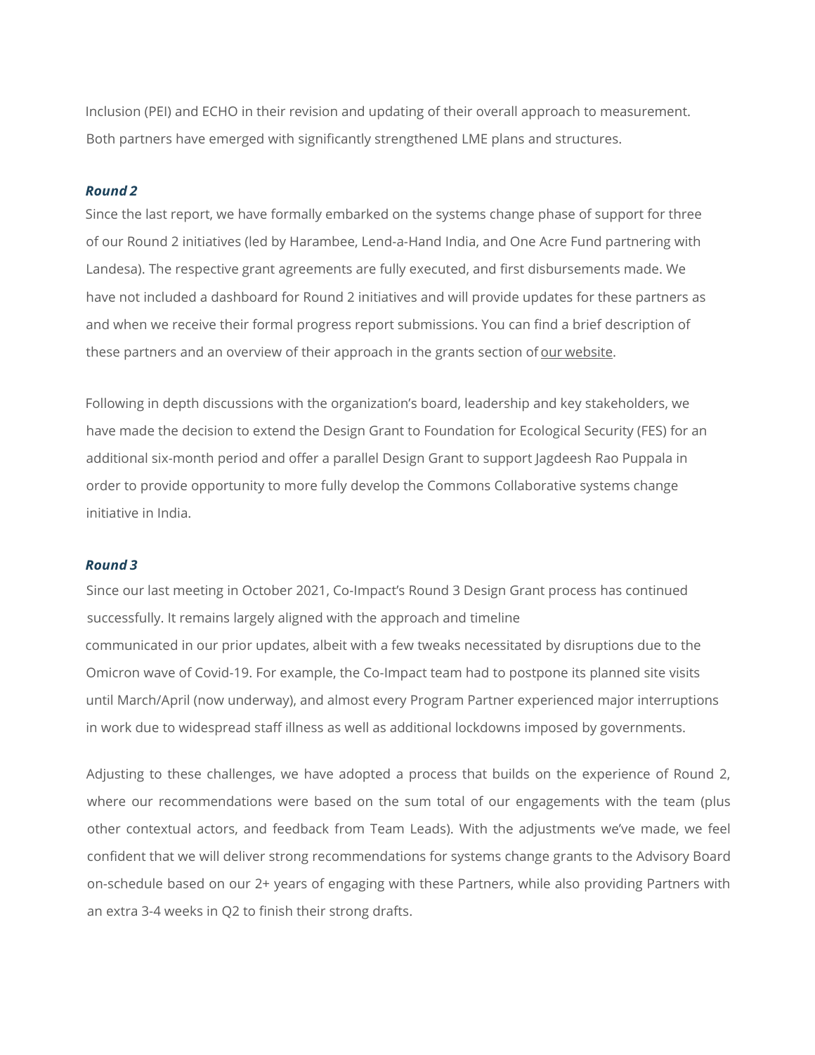Inclusion (PEI) and ECHO in their revision and updating of their overall approach to measurement. Both partners have emerged with significantly strengthened LME plans and structures.

### *Round 2*

Since the last report, we have formally embarked on the systems change phase of support for three of our Round 2 initiatives (led by Harambee, Lend-a-Hand India, and One Acre Fund partnering with Landesa). The respective grant agreements are fully executed, and first disbursements made. We have not included a dashboard for Round 2 initiatives and will provide updates for these partners as and when we receive their formal progress report submissions. You can find a brief description of these partners and an overview of their approach in the grants section of our website.

Following in depth discussions with the organization's board, leadership and key stakeholders, we have made the decision to extend the Design Grant to Foundation for Ecological Security (FES) for an additional six-month period and offer a parallel Design Grant to support Jagdeesh Rao Puppala in order to provide opportunity to more fully develop the Commons Collaborative systems change initiative in India.

### *Round 3*

Since our last meeting in October 2021, Co-Impact's Round 3 Design Grant process has continued successfully. It remains largely aligned with the approach and timeline communicated in our prior updates, albeit with a few tweaks necessitated by disruptions due to the Omicron wave of Covid-19. For example, the Co-Impact team had to postpone its planned site visits until March/April (now underway), and almost every Program Partner experienced major interruptions in work due to widespread staff illness as well as additional lockdowns imposed by governments.

Adjusting to these challenges, we have adopted a process that builds on the experience of Round 2, where our recommendations were based on the sum total of our engagements with the team (plus other contextual actors, and feedback from Team Leads). With the adjustments we've made, we feel confident that we will deliver strong recommendations for systems change grants to the Advisory Board on-schedule based on our 2+ years of engaging with these Partners, while also providing Partners with an extra 3-4 weeks in Q2 to finish their strong drafts.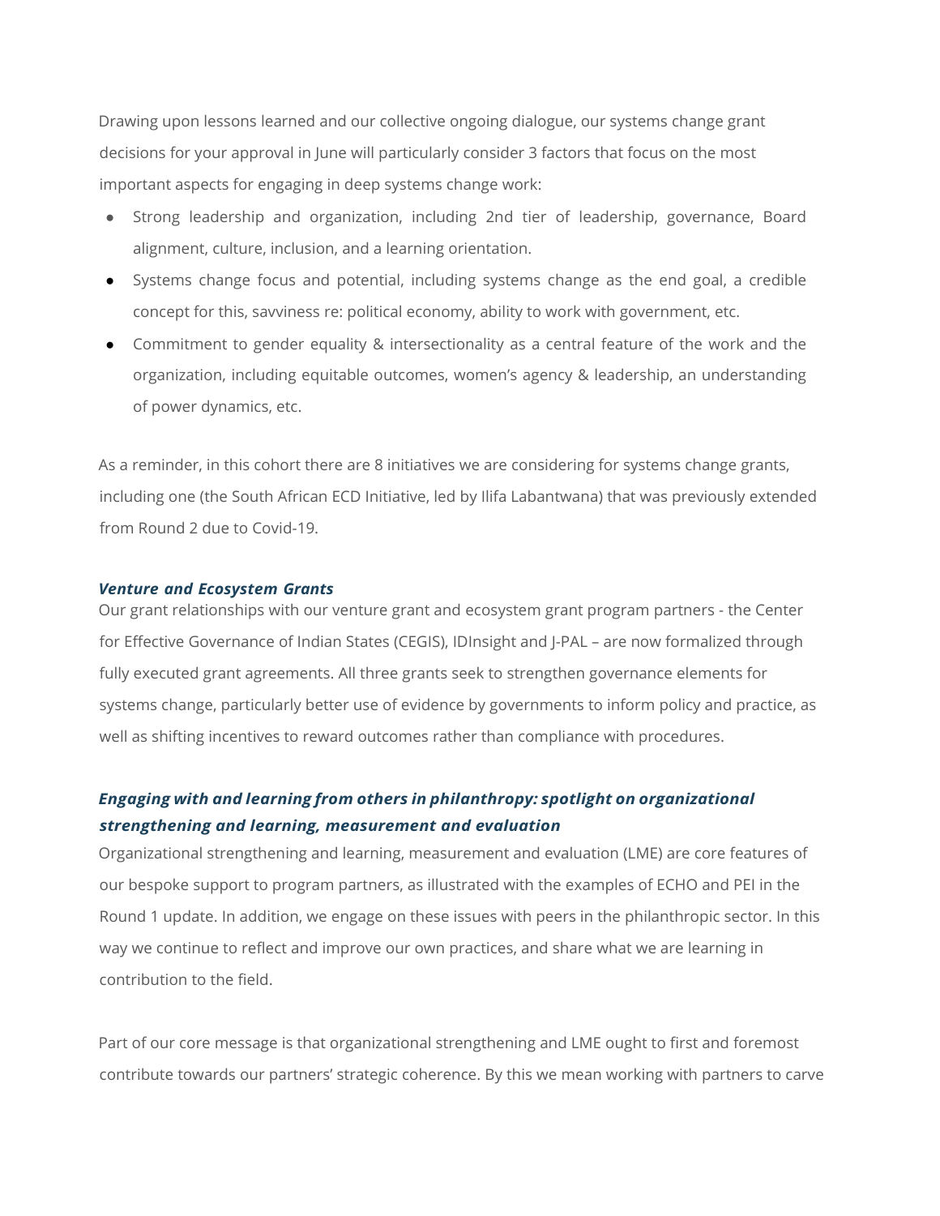Drawing upon lessons learned and our collective ongoing dialogue, our systems change grant decisions for your approval in June will particularly consider 3 factors that focus on the most important aspects for engaging in deep systems change work:

- Strong leadership and organization, including 2nd tier of leadership, governance, Board alignment, culture, inclusion, and a learning orientation.
- Systems change focus and potential, including systems change as the end goal, a credible concept for this, savviness re: political economy, ability to work with government, etc.
- Commitment to gender equality & intersectionality as a central feature of the work and the organization, including equitable outcomes, women's agency & leadership, an understanding of power dynamics, etc.

As a reminder, in this cohort there are 8 initiatives we are considering for systems change grants, including one (the South African ECD Initiative, led by Ilifa Labantwana) that was previously extended from Round 2 due to Covid-19.

### *Venture and Ecosystem Grants*

Our grant relationships with our venture grant and ecosystem grant program partners - the Center for Effective Governance of Indian States (CEGIS), IDInsight and J-PAL – are now formalized through fully executed grant agreements. All three grants seek to strengthen governance elements for systems change, particularly better use of evidence by governments to inform policy and practice, as well as shifting incentives to reward outcomes rather than compliance with procedures.

### *Engaging with and learning from others in philanthropy: spotlight on organizational strengthening and learning, measurement and evaluation*

Organizational strengthening and learning, measurement and evaluation (LME) are core features of our bespoke support to program partners, as illustrated with the examples of ECHO and PEI in the Round 1 update. In addition, we engage on these issues with peers in the philanthropic sector. In this way we continue to reflect and improve our own practices, and share what we are learning in contribution to the field.

Part of our core message is that organizational strengthening and LME ought to first and foremost contribute towards our partners' strategic coherence. By this we mean working with partners to carve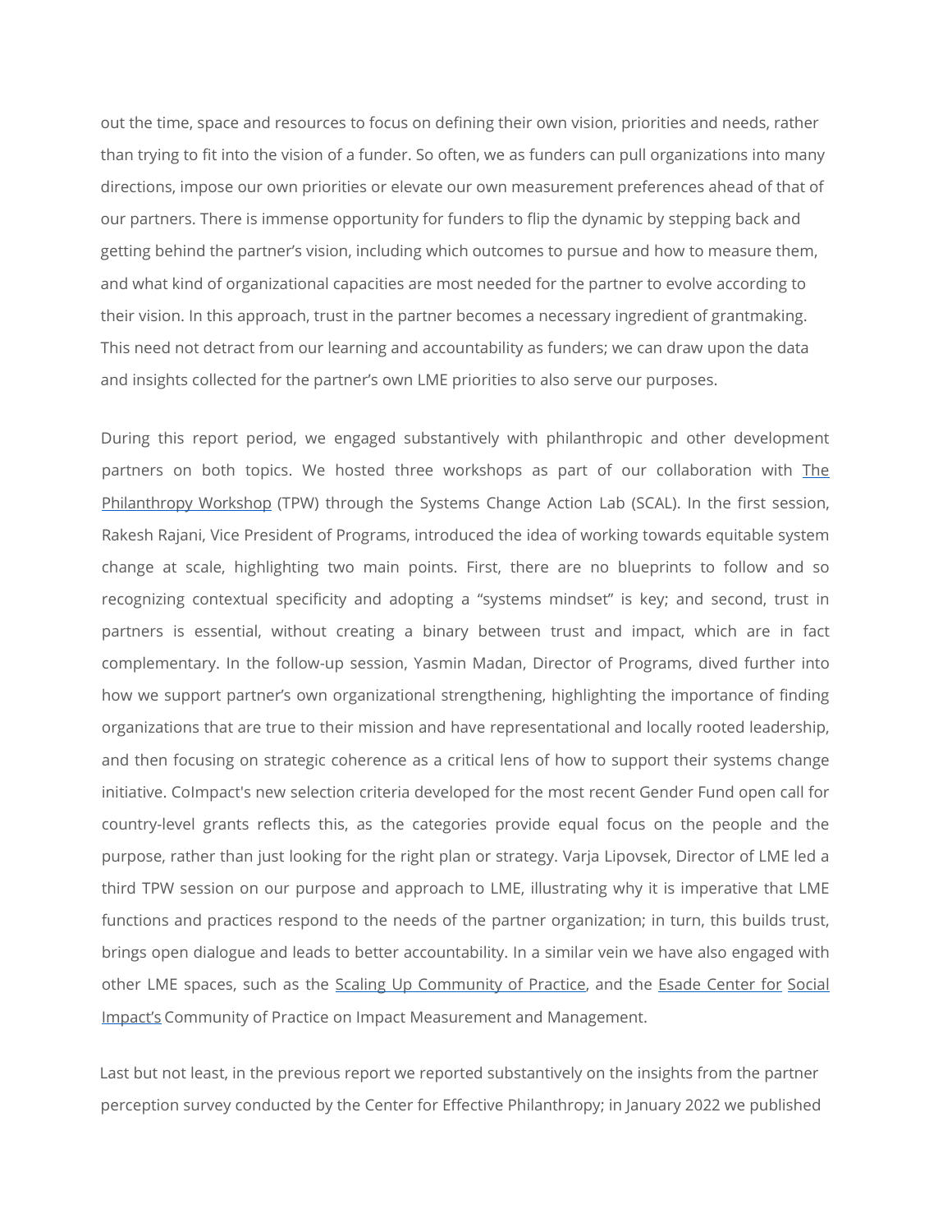out the time, space and resources to focus on defining their own vision, priorities and needs, rather than trying to fit into the vision of a funder. So often, we as funders can pull organizations into many directions, impose our own priorities or elevate our own measurement preferences ahead of that of our partners. There is immense opportunity for funders to flip the dynamic by stepping back and getting behind the partner's vision, including which outcomes to pursue and how to measure them, and what kind of organizational capacities are most needed for the partner to evolve according to their vision. In this approach, trust in the partner becomes a necessary ingredient of grantmaking. This need not detract from our learning and accountability as funders; we can draw upon the data and insights collected for the partner's own LME priorities to also serve our purposes.

During this report period, we engaged substantively with philanthropic and other development partners on both topics. We hosted three workshops as part of our collaboration with The Philanthropy Workshop (TPW) through the Systems Change Action Lab (SCAL). In the first session, Rakesh Rajani, Vice President of Programs, introduced the idea of working towards equitable system change at scale, highlighting two main points. First, there are no blueprints to follow and so recognizing contextual specificity and adopting a "systems mindset" is key; and second, trust in partners is essential, without creating a binary between trust and impact, which are in fact complementary. In the follow-up session, Yasmin Madan, Director of Programs, dived further into how we support partner's own organizational strengthening, highlighting the importance of finding organizations that are true to their mission and have representational and locally rooted leadership, and then focusing on strategic coherence as a critical lens of how to support their systems change initiative. CoImpact's new selection criteria developed for the most recent Gender Fund open call for country-level grants reflects this, as the categories provide equal focus on the people and the purpose, rather than just looking for the right plan or strategy. Varja Lipovsek, Director of LME led a third TPW session on our purpose and approach to LME, illustrating why it is imperative that LME functions and practices respond to the needs of the partner organization; in turn, this builds trust, brings open dialogue and leads to better accountability. In a similar vein we have also engaged with other LME spaces, such as the Scaling Up Community of Practice, and the Esade Center for Social Impact's Community of Practice on Impact Measurement and Management.

Last but not least, in the previous report we reported substantively on the insights from the partner perception survey conducted by the Center for Effective Philanthropy; in January 2022 we published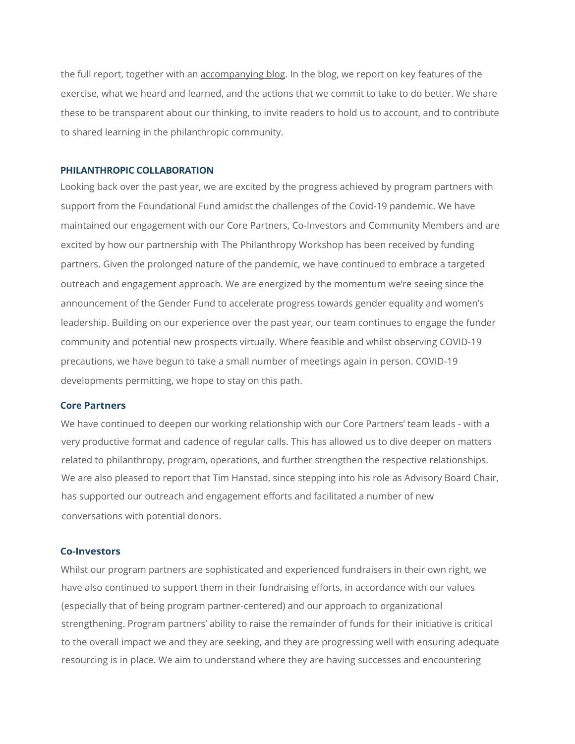the full report, together with an accompanying blog. In the blog, we report on key features of the exercise, what we heard and learned, and the actions that we commit to take to do better. We share these to be transparent about our thinking, to invite readers to hold us to account, and to contribute to shared learning in the philanthropic community.

## PHILANTHROPIC COLLABORATION

Looking back over the past year, we are excited by the progress achieved by program partners with support from the Foundational Fund amidst the challenges of the Covid-19 pandemic. We have maintained our engagement with our Core Partners, Co-Investors and Community Members and are excited by how our partnership with The Philanthropy Workshop has been received by funding partners. Given the prolonged nature of the pandemic, we have continued to embrace a targeted outreach and engagement approach. We are energized by the momentum we're seeing since the announcement of the Gender Fund to accelerate progress towards gender equality and women's leadership. Building on our experience over the past year, our team continues to engage the funder community and potential new prospects virtually. Where feasible and whilst observing COVID-19 precautions, we have begun to take a small number of meetings again in person. COVID-19 developments permitting, we hope to stay on this path.

### Core Partners

We have continued to deepen our working relationship with our Core Partners' team leads - with a very productive format and cadence of regular calls. This has allowed us to dive deeper on matters related to philanthropy, program, operations, and further strengthen the respective relationships. We are also pleased to report that Tim Hanstad, since stepping into his role as Advisory Board Chair, has supported our outreach and engagement efforts and facilitated a number of new conversations with potential donors.

### Co-Investors

Whilst our program partners are sophisticated and experienced fundraisers in their own right, we have also continued to support them in their fundraising efforts, in accordance with our values (especially that of being program partner-centered) and our approach to organizational strengthening. Program partners' ability to raise the remainder of funds for their initiative is critical to the overall impact we and they are seeking, and they are progressing well with ensuring adequate resourcing is in place. We aim to understand where they are having successes and encountering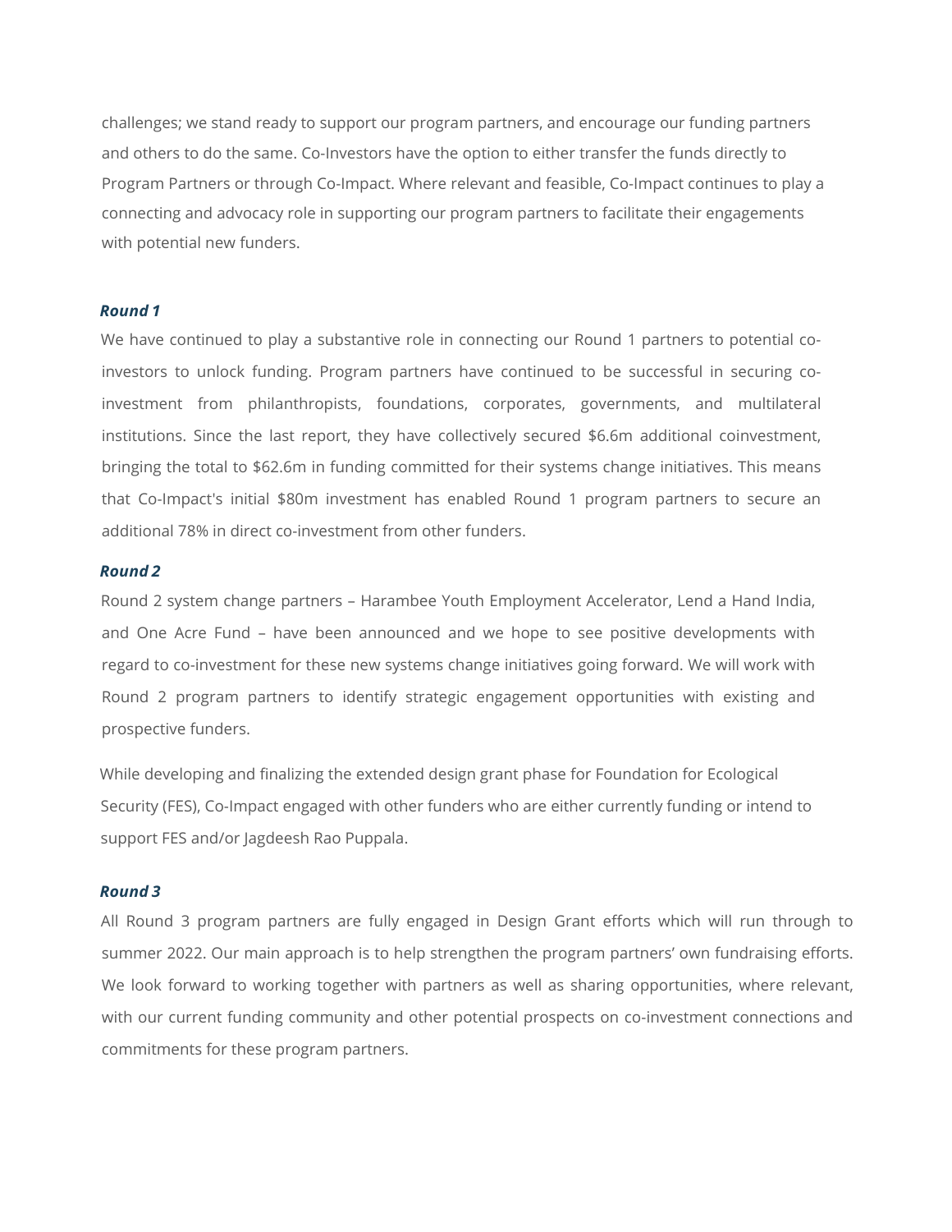challenges; we stand ready to support our program partners, and encourage our funding partners and others to do the same. Co-Investors have the option to either transfer the funds directly to Program Partners or through Co-Impact. Where relevant and feasible, Co-Impact continues to play a connecting and advocacy role in supporting our program partners to facilitate their engagements with potential new funders.

### *Round 1*

We have continued to play a substantive role in connecting our Round 1 partners to potential co-investors to unlock funding. Program partners have continued to be successful in securing co-investment from philanthropists, foundations, corporates, governments, and multilateral institutions. Since the last report, they have collectively secured $6.6m additional coinvestment, bringing the total to $62.6m in funding committed for their systems change initiatives. This means that Co-Impact's initial $80m investment has enabled Round 1 program partners to secure an additional 78% in direct co-investment from other funders.

### *Round 2*

Round 2 system change partners – Harambee Youth Employment Accelerator, Lend a Hand India, and One Acre Fund – have been announced and we hope to see positive developments with regard to co-investment for these new systems change initiatives going forward. We will work with Round 2 program partners to identify strategic engagement opportunities with existing and prospective funders.

While developing and finalizing the extended design grant phase for Foundation for Ecological Security (FES), Co-Impact engaged with other funders who are either currently funding or intend to support FES and/or Jagdeesh Rao Puppala.

### *Round 3*

All Round 3 program partners are fully engaged in Design Grant efforts which will run through to summer 2022. Our main approach is to help strengthen the program partners' own fundraising efforts. We look forward to working together with partners as well as sharing opportunities, where relevant, with our current funding community and other potential prospects on co-investment connections and commitments for these program partners.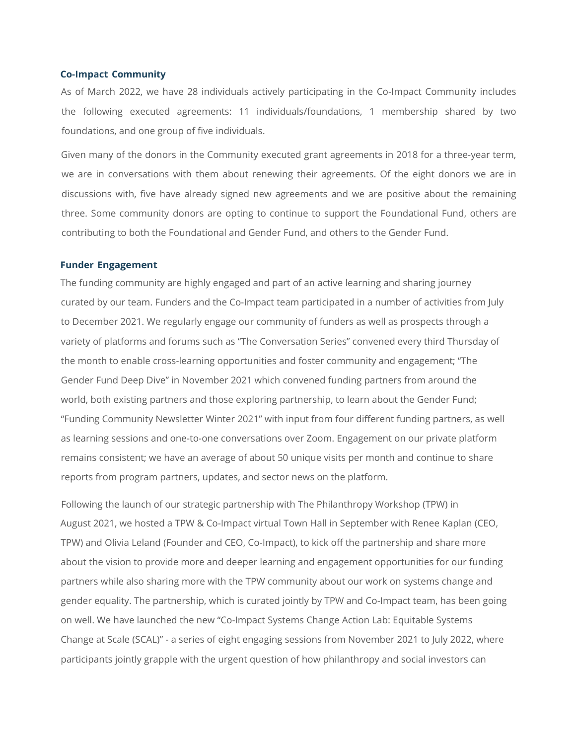### Co-Impact Community

As of March 2022, we have 28 individuals actively participating in the Co-Impact Community includes the following executed agreements: 11 individuals/foundations, 1 membership shared by two foundations, and one group of five individuals.

Given many of the donors in the Community executed grant agreements in 2018 for a three-year term, we are in conversations with them about renewing their agreements. Of the eight donors we are in discussions with, five have already signed new agreements and we are positive about the remaining three. Some community donors are opting to continue to support the Foundational Fund, others are contributing to both the Foundational and Gender Fund, and others to the Gender Fund.

### Funder Engagement

The funding community are highly engaged and part of an active learning and sharing journey curated by our team. Funders and the Co-Impact team participated in a number of activities from July to December 2021. We regularly engage our community of funders as well as prospects through a variety of platforms and forums such as "The Conversation Series" convened every third Thursday of the month to enable cross-learning opportunities and foster community and engagement; "The Gender Fund Deep Dive" in November 2021 which convened funding partners from around the world, both existing partners and those exploring partnership, to learn about the Gender Fund; "Funding Community Newsletter Winter 2021" with input from four different funding partners, as well as learning sessions and one-to-one conversations over Zoom. Engagement on our private platform remains consistent; we have an average of about 50 unique visits per month and continue to share reports from program partners, updates, and sector news on the platform.

Following the launch of our strategic partnership with The Philanthropy Workshop (TPW) in August 2021, we hosted a TPW & Co-Impact virtual Town Hall in September with Renee Kaplan (CEO, TPW) and Olivia Leland (Founder and CEO, Co-Impact), to kick off the partnership and share more about the vision to provide more and deeper learning and engagement opportunities for our funding partners while also sharing more with the TPW community about our work on systems change and gender equality. The partnership, which is curated jointly by TPW and Co-Impact team, has been going on well. We have launched the new "Co-Impact Systems Change Action Lab: Equitable Systems Change at Scale (SCAL)" - a series of eight engaging sessions from November 2021 to July 2022, where participants jointly grapple with the urgent question of how philanthropy and social investors can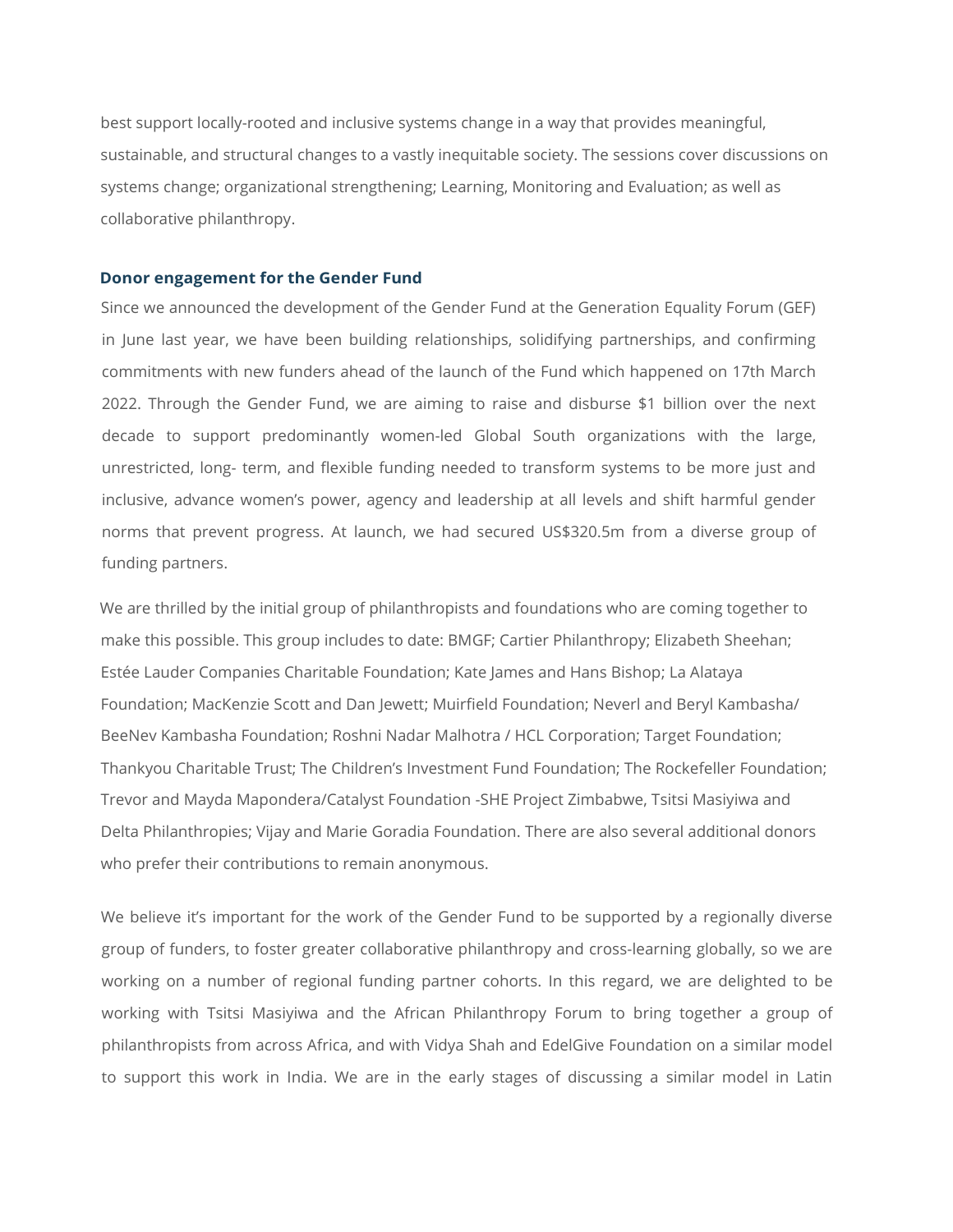best support locally-rooted and inclusive systems change in a way that provides meaningful, sustainable, and structural changes to a vastly inequitable society. The sessions cover discussions on systems change; organizational strengthening; Learning, Monitoring and Evaluation; as well as collaborative philanthropy.

### Donor engagement for the Gender Fund

Since we announced the development of the Gender Fund at the Generation Equality Forum (GEF) in June last year, we have been building relationships, solidifying partnerships, and confirming commitments with new funders ahead of the launch of the Fund which happened on 17th March 2022. Through the Gender Fund, we are aiming to raise and disburse $1 billion over the next decade to support predominantly women-led Global South organizations with the large, unrestricted, long- term, and flexible funding needed to transform systems to be more just and inclusive, advance women's power, agency and leadership at all levels and shift harmful gender norms that prevent progress. At launch, we had secured US$320.5m from a diverse group of funding partners.

We are thrilled by the initial group of philanthropists and foundations who are coming together to make this possible. This group includes to date: BMGF; Cartier Philanthropy; Elizabeth Sheehan; Estée Lauder Companies Charitable Foundation; Kate James and Hans Bishop; La Alataya Foundation; MacKenzie Scott and Dan Jewett; Muirfield Foundation; Neverl and Beryl Kambasha/ BeeNev Kambasha Foundation; Roshni Nadar Malhotra / HCL Corporation; Target Foundation; Thankyou Charitable Trust; The Children's Investment Fund Foundation; The Rockefeller Foundation; Trevor and Mayda Mapondera/Catalyst Foundation -SHE Project Zimbabwe, Tsitsi Masiyiwa and Delta Philanthropies; Vijay and Marie Goradia Foundation. There are also several additional donors who prefer their contributions to remain anonymous.

We believe it's important for the work of the Gender Fund to be supported by a regionally diverse group of funders, to foster greater collaborative philanthropy and cross-learning globally, so we are working on a number of regional funding partner cohorts. In this regard, we are delighted to be working with Tsitsi Masiyiwa and the African Philanthropy Forum to bring together a group of philanthropists from across Africa, and with Vidya Shah and EdelGive Foundation on a similar model to support this work in India. We are in the early stages of discussing a similar model in Latin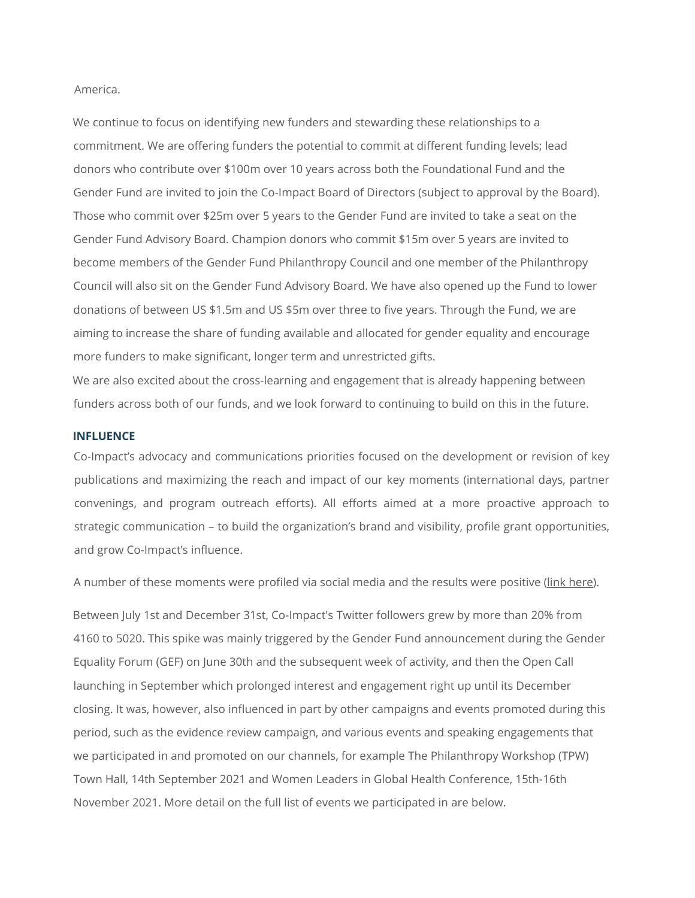America.

We continue to focus on identifying new funders and stewarding these relationships to a commitment. We are offering funders the potential to commit at different funding levels; lead donors who contribute over $100m over 10 years across both the Foundational Fund and the Gender Fund are invited to join the Co-Impact Board of Directors (subject to approval by the Board). Those who commit over $25m over 5 years to the Gender Fund are invited to take a seat on the Gender Fund Advisory Board. Champion donors who commit $15m over 5 years are invited to become members of the Gender Fund Philanthropy Council and one member of the Philanthropy Council will also sit on the Gender Fund Advisory Board. We have also opened up the Fund to lower donations of between US $1.5m and US $5m over three to five years. Through the Fund, we are aiming to increase the share of funding available and allocated for gender equality and encourage more funders to make significant, longer term and unrestricted gifts.

We are also excited about the cross-learning and engagement that is already happening between funders across both of our funds, and we look forward to continuing to build on this in the future.

### INFLUENCE

Co-Impact's advocacy and communications priorities focused on the development or revision of key publications and maximizing the reach and impact of our key moments (international days, partner convenings, and program outreach efforts). All efforts aimed at a more proactive approach to strategic communication – to build the organization's brand and visibility, profile grant opportunities, and grow Co-Impact's influence.

A number of these moments were profiled via social media and the results were positive (link here).

Between July 1st and December 31st, Co-Impact's Twitter followers grew by more than 20% from 4160 to 5020. This spike was mainly triggered by the Gender Fund announcement during the Gender Equality Forum (GEF) on June 30th and the subsequent week of activity, and then the Open Call launching in September which prolonged interest and engagement right up until its December closing. It was, however, also influenced in part by other campaigns and events promoted during this period, such as the evidence review campaign, and various events and speaking engagements that we participated in and promoted on our channels, for example The Philanthropy Workshop (TPW) Town Hall, 14th September 2021 and Women Leaders in Global Health Conference, 15th-16th November 2021. More detail on the full list of events we participated in are below.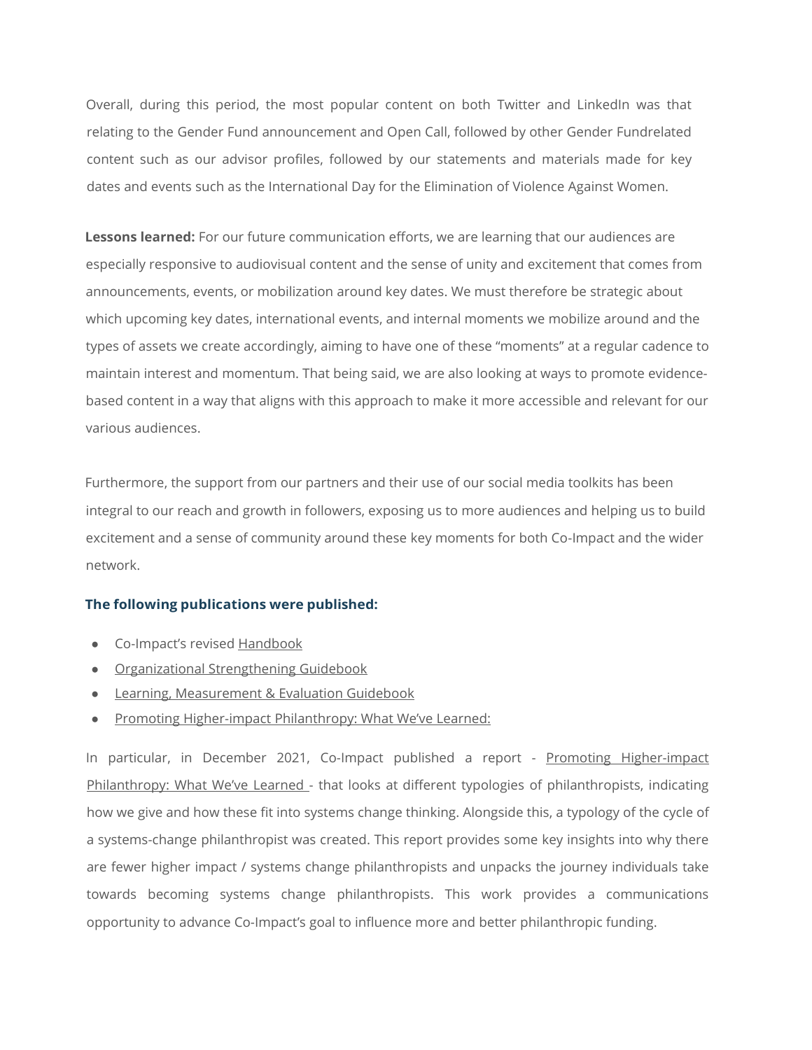Overall, during this period, the most popular content on both Twitter and LinkedIn was that relating to the Gender Fund announcement and Open Call, followed by other Gender Fundrelated content such as our advisor profiles, followed by our statements and materials made for key dates and events such as the International Day for the Elimination of Violence Against Women.

**Lessons learned:** For our future communication efforts, we are learning that our audiences are especially responsive to audiovisual content and the sense of unity and excitement that comes from announcements, events, or mobilization around key dates. We must therefore be strategic about which upcoming key dates, international events, and internal moments we mobilize around and the types of assets we create accordingly, aiming to have one of these "moments" at a regular cadence to maintain interest and momentum. That being said, we are also looking at ways to promote evidence-based content in a way that aligns with this approach to make it more accessible and relevant for our various audiences.

Furthermore, the support from our partners and their use of our social media toolkits has been integral to our reach and growth in followers, exposing us to more audiences and helping us to build excitement and a sense of community around these key moments for both Co-Impact and the wider network.

**The following publications were published:**

- Co-Impact's revised Handbook
- Organizational Strengthening Guidebook
- Learning, Measurement & Evaluation Guidebook
- Promoting Higher-impact Philanthropy: What We've Learned:

In particular, in December 2021, Co-Impact published a report - Promoting Higher-impact Philanthropy: What We've Learned - that looks at different typologies of philanthropists, indicating how we give and how these fit into systems change thinking. Alongside this, a typology of the cycle of a systems-change philanthropist was created. This report provides some key insights into why there are fewer higher impact / systems change philanthropists and unpacks the journey individuals take towards becoming systems change philanthropists. This work provides a communications opportunity to advance Co-Impact's goal to influence more and better philanthropic funding.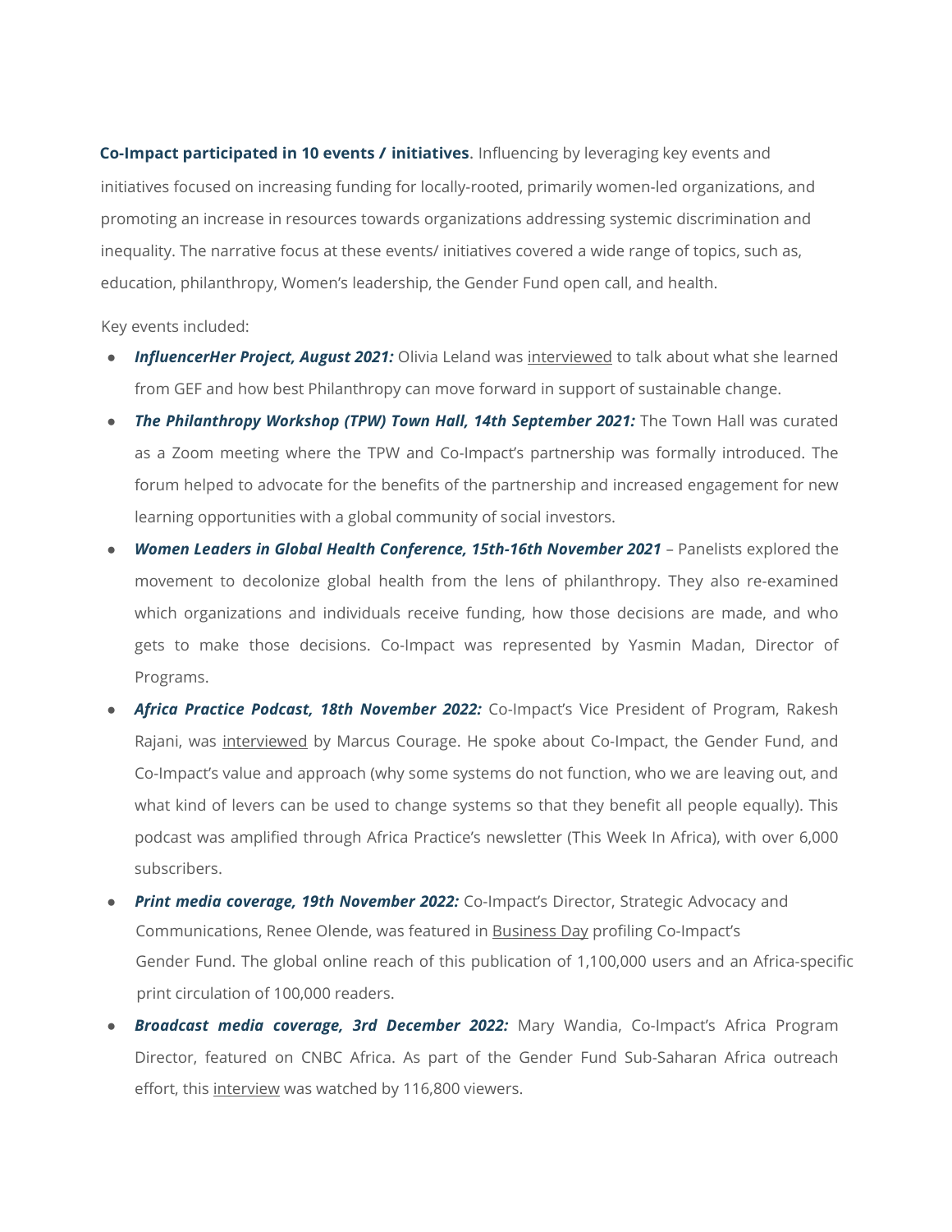**Co-Impact participated in 10 events / initiatives.** Influencing by leveraging key events and initiatives focused on increasing funding for locally-rooted, primarily women-led organizations, and promoting an increase in resources towards organizations addressing systemic discrimination and inequality. The narrative focus at these events/ initiatives covered a wide range of topics, such as, education, philanthropy, Women's leadership, the Gender Fund open call, and health.

Key events included:

- ***InfluencerHer Project, August 2021:*** Olivia Leland was interviewed to talk about what she learned from GEF and how best Philanthropy can move forward in support of sustainable change.
- ***The Philanthropy Workshop (TPW) Town Hall, 14th September 2021:*** The Town Hall was curated as a Zoom meeting where the TPW and Co-Impact's partnership was formally introduced. The forum helped to advocate for the benefits of the partnership and increased engagement for new learning opportunities with a global community of social investors.
- ***Women Leaders in Global Health Conference, 15th-16th November 2021*** – Panelists explored the movement to decolonize global health from the lens of philanthropy. They also re-examined which organizations and individuals receive funding, how those decisions are made, and who gets to make those decisions. Co-Impact was represented by Yasmin Madan, Director of Programs.
- ***Africa Practice Podcast, 18th November 2022:*** Co-Impact's Vice President of Program, Rakesh Rajani, was interviewed by Marcus Courage. He spoke about Co-Impact, the Gender Fund, and Co-Impact's value and approach (why some systems do not function, who we are leaving out, and what kind of levers can be used to change systems so that they benefit all people equally). This podcast was amplified through Africa Practice's newsletter (This Week In Africa), with over 6,000 subscribers.
- ***Print media coverage, 19th November 2022:*** Co-Impact's Director, Strategic Advocacy and Communications, Renee Olende, was featured in Business Day profiling Co-Impact's Gender Fund. The global online reach of this publication of 1,100,000 users and an Africa-specific print circulation of 100,000 readers.
- ***Broadcast media coverage, 3rd December 2022:*** Mary Wandia, Co-Impact's Africa Program Director, featured on CNBC Africa. As part of the Gender Fund Sub-Saharan Africa outreach effort, this interview was watched by 116,800 viewers.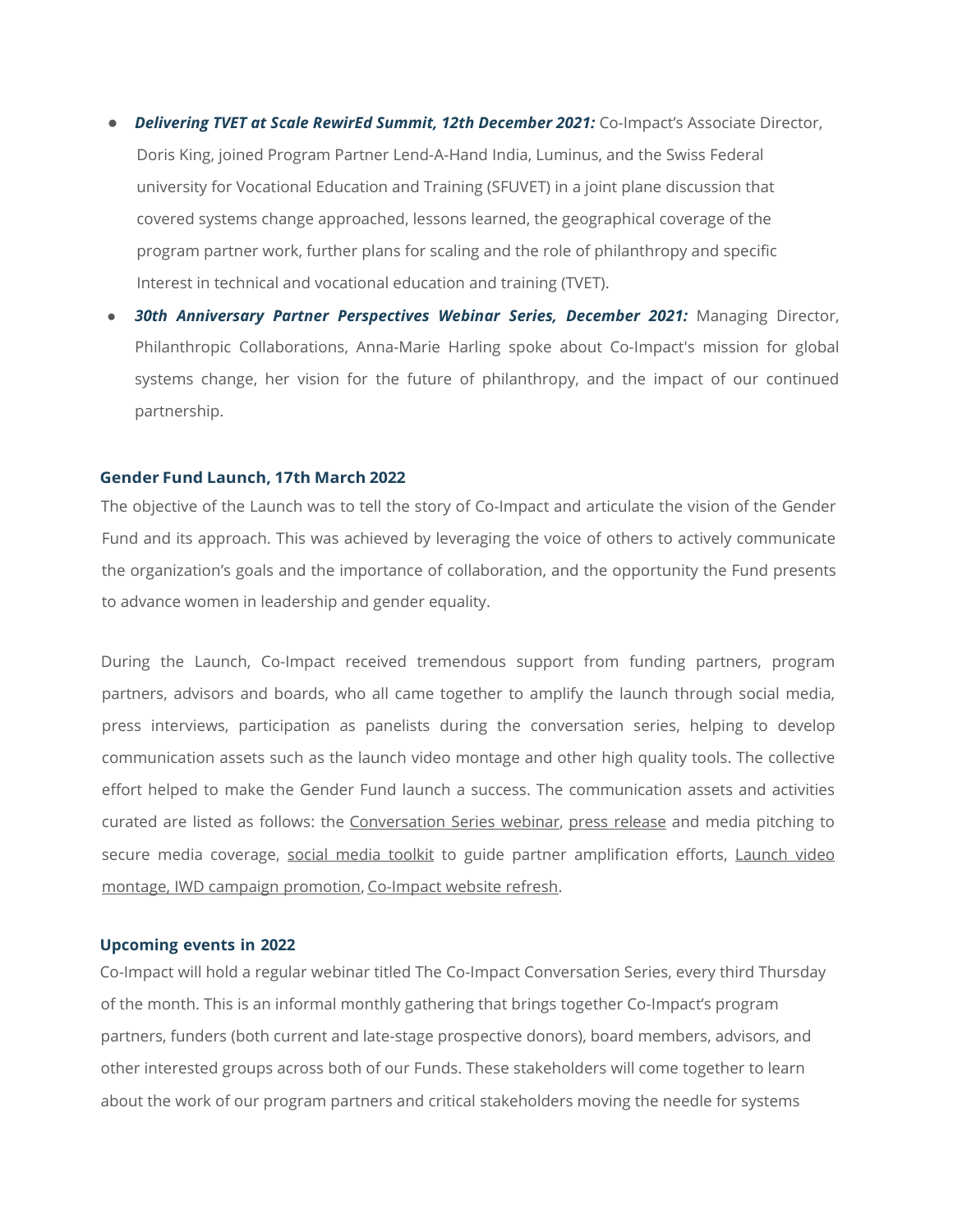- ***Delivering TVET at Scale RewirEd Summit, 12th December 2021:*** Co-Impact's Associate Director, Doris King, joined Program Partner Lend-A-Hand India, Luminus, and the Swiss Federal university for Vocational Education and Training (SFUVET) in a joint plane discussion that covered systems change approached, lessons learned, the geographical coverage of the program partner work, further plans for scaling and the role of philanthropy and specific Interest in technical and vocational education and training (TVET).
- ***30th Anniversary Partner Perspectives Webinar Series, December 2021:*** Managing Director, Philanthropic Collaborations, Anna-Marie Harling spoke about Co-Impact's mission for global systems change, her vision for the future of philanthropy, and the impact of our continued partnership.

### Gender Fund Launch, 17th March 2022

The objective of the Launch was to tell the story of Co-Impact and articulate the vision of the Gender Fund and its approach. This was achieved by leveraging the voice of others to actively communicate the organization's goals and the importance of collaboration, and the opportunity the Fund presents to advance women in leadership and gender equality.

During the Launch, Co-Impact received tremendous support from funding partners, program partners, advisors and boards, who all came together to amplify the launch through social media, press interviews, participation as panelists during the conversation series, helping to develop communication assets such as the launch video montage and other high quality tools. The collective effort helped to make the Gender Fund launch a success. The communication assets and activities curated are listed as follows: the Conversation Series webinar, press release and media pitching to secure media coverage, social media toolkit to guide partner amplification efforts, Launch video montage, IWD campaign promotion, Co-Impact website refresh.

### Upcoming events in 2022

Co-Impact will hold a regular webinar titled The Co-Impact Conversation Series, every third Thursday of the month. This is an informal monthly gathering that brings together Co-Impact's program partners, funders (both current and late-stage prospective donors), board members, advisors, and other interested groups across both of our Funds. These stakeholders will come together to learn about the work of our program partners and critical stakeholders moving the needle for systems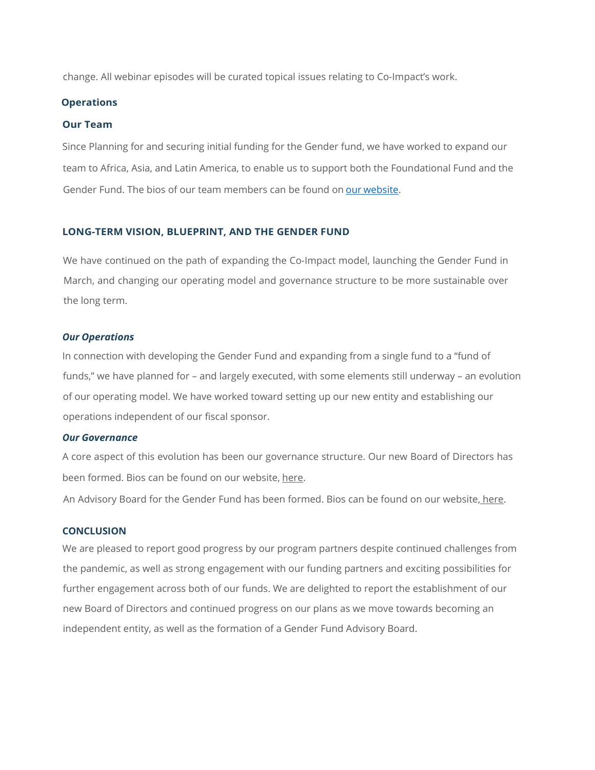change. All webinar episodes will be curated topical issues relating to Co-Impact's work.

### Operations

#### Our Team

Since Planning for and securing initial funding for the Gender fund, we have worked to expand our team to Africa, Asia, and Latin America, to enable us to support both the Foundational Fund and the Gender Fund. The bios of our team members can be found on our website.

## LONG-TERM VISION, BLUEPRINT, AND THE GENDER FUND

We have continued on the path of expanding the Co-Impact model, launching the Gender Fund in March, and changing our operating model and governance structure to be more sustainable over the long term.

#### *Our Operations*

In connection with developing the Gender Fund and expanding from a single fund to a "fund of funds," we have planned for – and largely executed, with some elements still underway – an evolution of our operating model. We have worked toward setting up our new entity and establishing our operations independent of our fiscal sponsor.

#### *Our Governance*

A core aspect of this evolution has been our governance structure. Our new Board of Directors has been formed. Bios can be found on our website, here.

An Advisory Board for the Gender Fund has been formed. Bios can be found on our website, here.

## CONCLUSION

We are pleased to report good progress by our program partners despite continued challenges from the pandemic, as well as strong engagement with our funding partners and exciting possibilities for further engagement across both of our funds. We are delighted to report the establishment of our new Board of Directors and continued progress on our plans as we move towards becoming an independent entity, as well as the formation of a Gender Fund Advisory Board.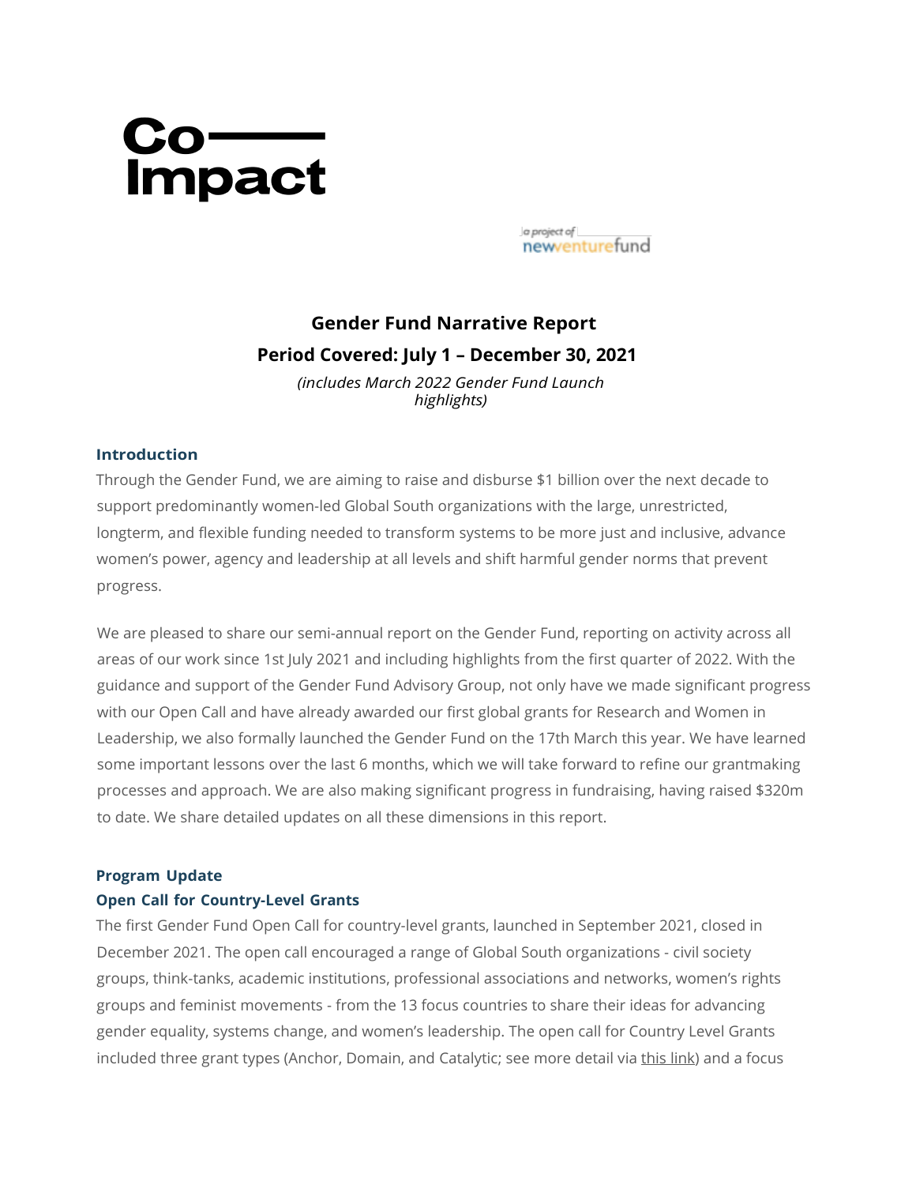Co—— Impact

a project of newventurefund

**Gender Fund Narrative Report**

**Period Covered: July 1 – December 30, 2021**

*(includes March 2022 Gender Fund Launch highlights)*

## Introduction

Through the Gender Fund, we are aiming to raise and disburse $1 billion over the next decade to support predominantly women-led Global South organizations with the large, unrestricted, longterm, and flexible funding needed to transform systems to be more just and inclusive, advance women's power, agency and leadership at all levels and shift harmful gender norms that prevent progress.

We are pleased to share our semi-annual report on the Gender Fund, reporting on activity across all areas of our work since 1st July 2021 and including highlights from the first quarter of 2022. With the guidance and support of the Gender Fund Advisory Group, not only have we made significant progress with our Open Call and have already awarded our first global grants for Research and Women in Leadership, we also formally launched the Gender Fund on the 17th March this year. We have learned some important lessons over the last 6 months, which we will take forward to refine our grantmaking processes and approach. We are also making significant progress in fundraising, having raised $320m to date. We share detailed updates on all these dimensions in this report.

## Program Update

### Open Call for Country-Level Grants

The first Gender Fund Open Call for country-level grants, launched in September 2021, closed in December 2021. The open call encouraged a range of Global South organizations - civil society groups, think-tanks, academic institutions, professional associations and networks, women's rights groups and feminist movements - from the 13 focus countries to share their ideas for advancing gender equality, systems change, and women's leadership. The open call for Country Level Grants included three grant types (Anchor, Domain, and Catalytic; see more detail via this link) and a focus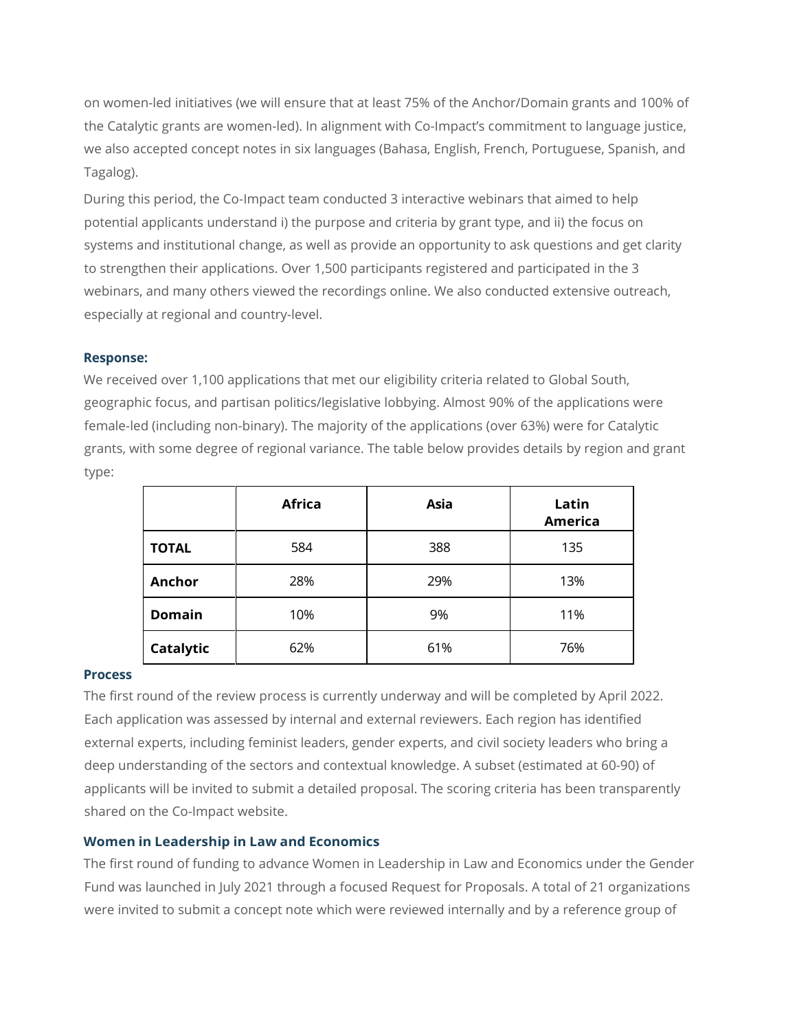on women-led initiatives (we will ensure that at least 75% of the Anchor/Domain grants and 100% of the Catalytic grants are women-led). In alignment with Co-Impact's commitment to language justice, we also accepted concept notes in six languages (Bahasa, English, French, Portuguese, Spanish, and Tagalog).

During this period, the Co-Impact team conducted 3 interactive webinars that aimed to help potential applicants understand i) the purpose and criteria by grant type, and ii) the focus on systems and institutional change, as well as provide an opportunity to ask questions and get clarity to strengthen their applications. Over 1,500 participants registered and participated in the 3 webinars, and many others viewed the recordings online. We also conducted extensive outreach, especially at regional and country-level.

#### Response:

We received over 1,100 applications that met our eligibility criteria related to Global South, geographic focus, and partisan politics/legislative lobbying. Almost 90% of the applications were female-led (including non-binary). The majority of the applications (over 63%) were for Catalytic grants, with some degree of regional variance. The table below provides details by region and grant type:

| | Africa | Asia | Latin America |
|---|---|---|---|
| **TOTAL** | 584 | 388 | 135 |
| **Anchor** | 28% | 29% | 13% |
| **Domain** | 10% | 9% | 11% |
| **Catalytic** | 62% | 61% | 76% |

#### Process

The first round of the review process is currently underway and will be completed by April 2022. Each application was assessed by internal and external reviewers. Each region has identified external experts, including feminist leaders, gender experts, and civil society leaders who bring a deep understanding of the sectors and contextual knowledge. A subset (estimated at 60-90) of applicants will be invited to submit a detailed proposal. The scoring criteria has been transparently shared on the Co-Impact website.

### Women in Leadership in Law and Economics

The first round of funding to advance Women in Leadership in Law and Economics under the Gender Fund was launched in July 2021 through a focused Request for Proposals. A total of 21 organizations were invited to submit a concept note which were reviewed internally and by a reference group of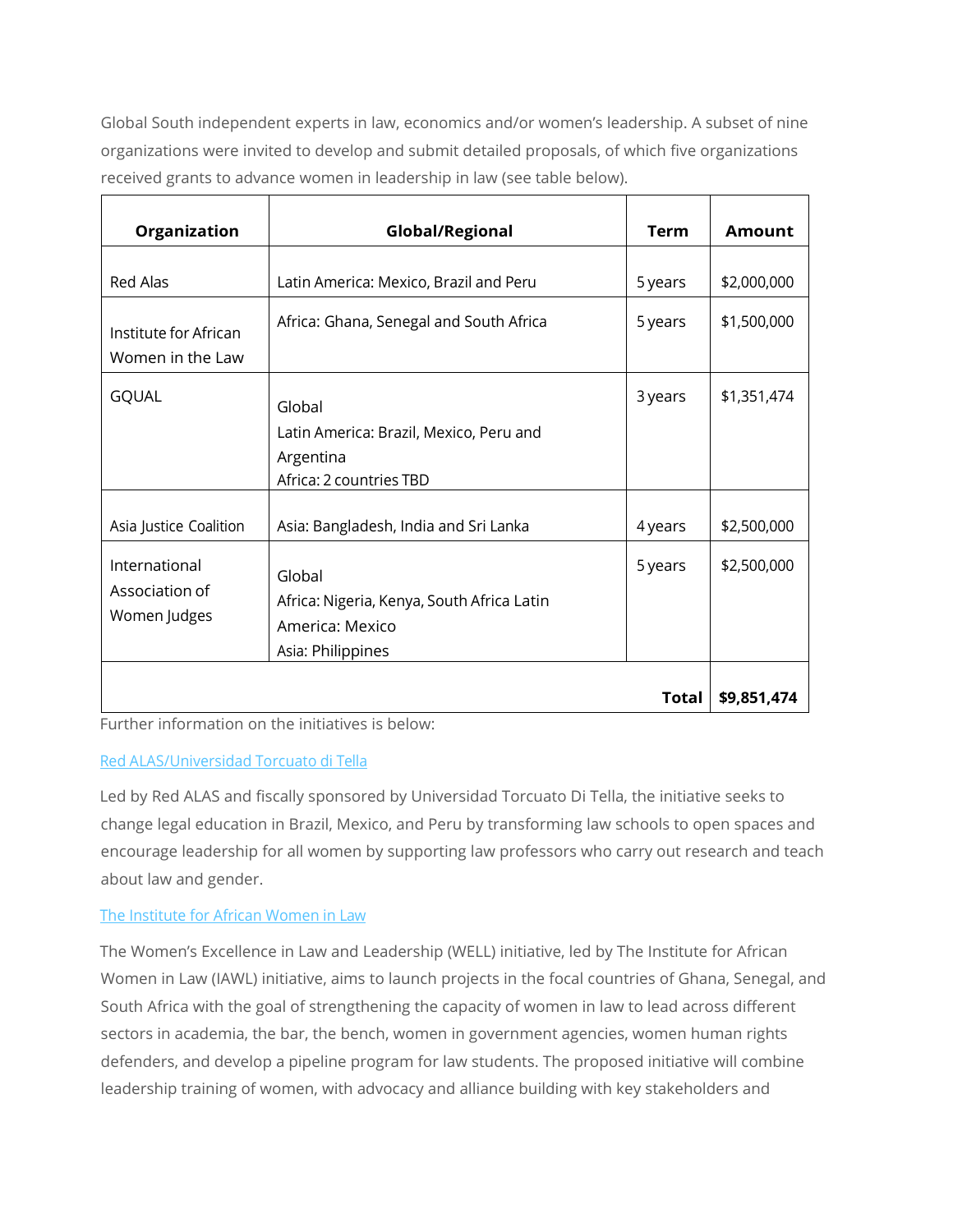Global South independent experts in law, economics and/or women's leadership. A subset of nine organizations were invited to develop and submit detailed proposals, of which five organizations received grants to advance women in leadership in law (see table below).

| Organization | Global/Regional | Term | Amount |
|---|---|---|---|
| Red Alas | Latin America: Mexico, Brazil and Peru | 5 years | $2,000,000 |
| Institute for African Women in the Law | Africa: Ghana, Senegal and South Africa | 5 years | $1,500,000 |
| GQUAL | Global<br>Latin America: Brazil, Mexico, Peru and Argentina<br>Africa: 2 countries TBD | 3 years | $1,351,474 |
| Asia Justice Coalition | Asia: Bangladesh, India and Sri Lanka | 4 years | $2,500,000 |
| International Association of Women Judges | Global<br>Africa: Nigeria, Kenya, South Africa Latin America: Mexico<br>Asia: Philippines | 5 years | $2,500,000 |
| | | **Total** | **$9,851,474** |

Further information on the initiatives is below:

Red ALAS/Universidad Torcuato di Tella

Led by Red ALAS and fiscally sponsored by Universidad Torcuato Di Tella, the initiative seeks to change legal education in Brazil, Mexico, and Peru by transforming law schools to open spaces and encourage leadership for all women by supporting law professors who carry out research and teach about law and gender.

The Institute for African Women in Law

The Women's Excellence in Law and Leadership (WELL) initiative, led by The Institute for African Women in Law (IAWL) initiative, aims to launch projects in the focal countries of Ghana, Senegal, and South Africa with the goal of strengthening the capacity of women in law to lead across different sectors in academia, the bar, the bench, women in government agencies, women human rights defenders, and develop a pipeline program for law students. The proposed initiative will combine leadership training of women, with advocacy and alliance building with key stakeholders and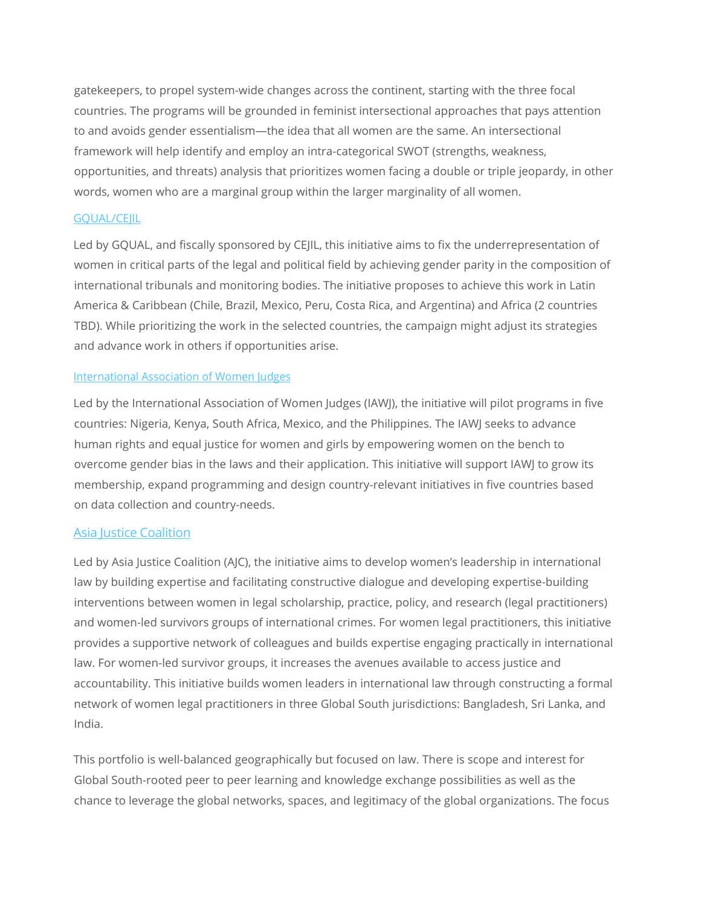gatekeepers, to propel system-wide changes across the continent, starting with the three focal countries. The programs will be grounded in feminist intersectional approaches that pays attention to and avoids gender essentialism—the idea that all women are the same. An intersectional framework will help identify and employ an intra-categorical SWOT (strengths, weakness, opportunities, and threats) analysis that prioritizes women facing a double or triple jeopardy, in other words, women who are a marginal group within the larger marginality of all women.

### GQUAL/CEJIL

Led by GQUAL, and fiscally sponsored by CEJIL, this initiative aims to fix the underrepresentation of women in critical parts of the legal and political field by achieving gender parity in the composition of international tribunals and monitoring bodies. The initiative proposes to achieve this work in Latin America & Caribbean (Chile, Brazil, Mexico, Peru, Costa Rica, and Argentina) and Africa (2 countries TBD). While prioritizing the work in the selected countries, the campaign might adjust its strategies and advance work in others if opportunities arise.

### International Association of Women Judges

Led by the International Association of Women Judges (IAWJ), the initiative will pilot programs in five countries: Nigeria, Kenya, South Africa, Mexico, and the Philippines. The IAWJ seeks to advance human rights and equal justice for women and girls by empowering women on the bench to overcome gender bias in the laws and their application. This initiative will support IAWJ to grow its membership, expand programming and design country-relevant initiatives in five countries based on data collection and country-needs.

### Asia Justice Coalition

Led by Asia Justice Coalition (AJC), the initiative aims to develop women's leadership in international law by building expertise and facilitating constructive dialogue and developing expertise-building interventions between women in legal scholarship, practice, policy, and research (legal practitioners) and women-led survivors groups of international crimes. For women legal practitioners, this initiative provides a supportive network of colleagues and builds expertise engaging practically in international law. For women-led survivor groups, it increases the avenues available to access justice and accountability. This initiative builds women leaders in international law through constructing a formal network of women legal practitioners in three Global South jurisdictions: Bangladesh, Sri Lanka, and India.

This portfolio is well-balanced geographically but focused on law. There is scope and interest for Global South-rooted peer to peer learning and knowledge exchange possibilities as well as the chance to leverage the global networks, spaces, and legitimacy of the global organizations. The focus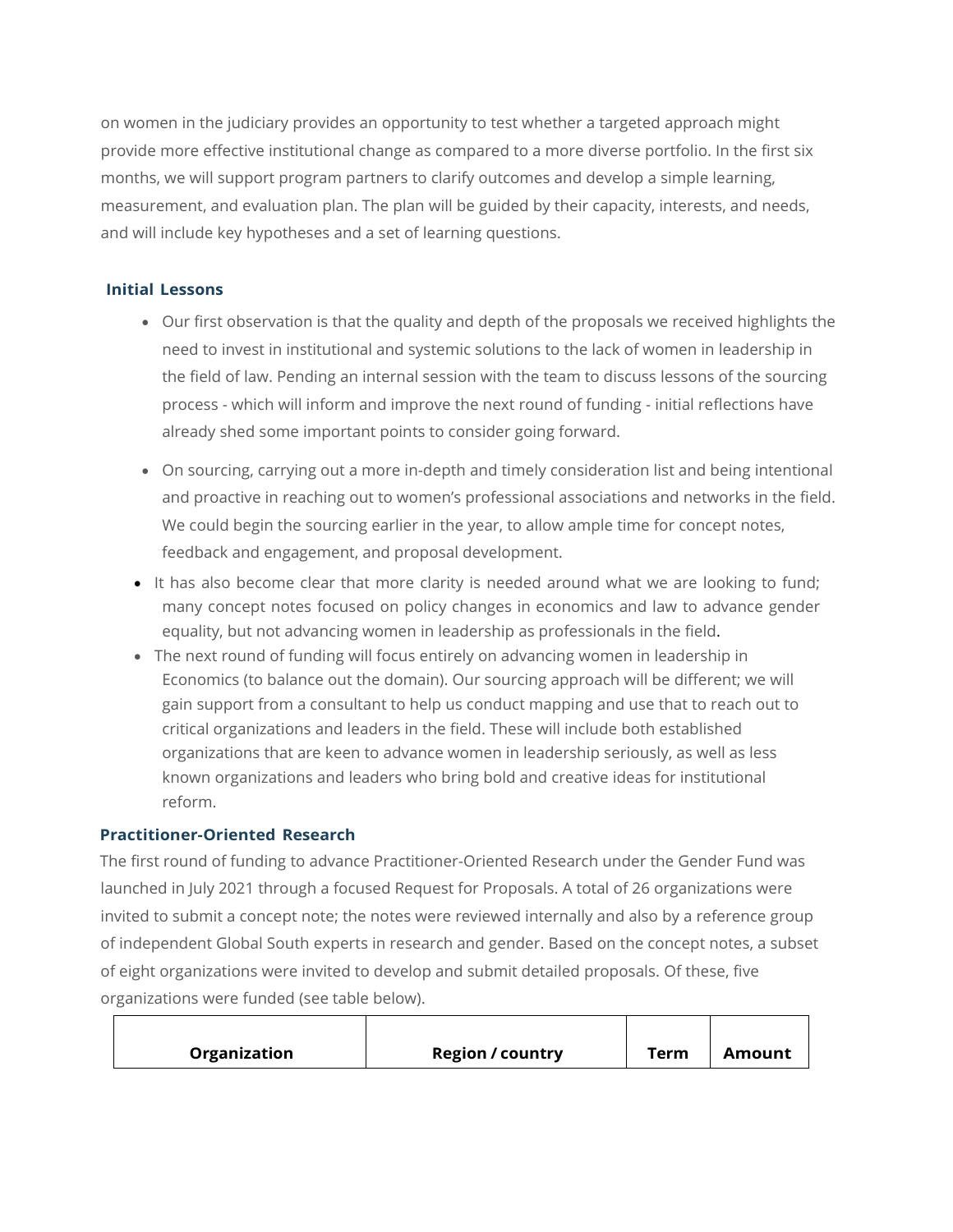on women in the judiciary provides an opportunity to test whether a targeted approach might provide more effective institutional change as compared to a more diverse portfolio. In the first six months, we will support program partners to clarify outcomes and develop a simple learning, measurement, and evaluation plan. The plan will be guided by their capacity, interests, and needs, and will include key hypotheses and a set of learning questions.

### Initial Lessons

- Our first observation is that the quality and depth of the proposals we received highlights the need to invest in institutional and systemic solutions to the lack of women in leadership in the field of law. Pending an internal session with the team to discuss lessons of the sourcing process - which will inform and improve the next round of funding - initial reflections have already shed some important points to consider going forward.
- On sourcing, carrying out a more in-depth and timely consideration list and being intentional and proactive in reaching out to women's professional associations and networks in the field. We could begin the sourcing earlier in the year, to allow ample time for concept notes, feedback and engagement, and proposal development.
- It has also become clear that more clarity is needed around what we are looking to fund; many concept notes focused on policy changes in economics and law to advance gender equality, but not advancing women in leadership as professionals in the field.
- The next round of funding will focus entirely on advancing women in leadership in Economics (to balance out the domain). Our sourcing approach will be different; we will gain support from a consultant to help us conduct mapping and use that to reach out to critical organizations and leaders in the field. These will include both established organizations that are keen to advance women in leadership seriously, as well as less known organizations and leaders who bring bold and creative ideas for institutional reform.

### Practitioner-Oriented Research

The first round of funding to advance Practitioner-Oriented Research under the Gender Fund was launched in July 2021 through a focused Request for Proposals. A total of 26 organizations were invited to submit a concept note; the notes were reviewed internally and also by a reference group of independent Global South experts in research and gender. Based on the concept notes, a subset of eight organizations were invited to develop and submit detailed proposals. Of these, five organizations were funded (see table below).

| Organization | Region / country | Term | Amount |
|---|---|---|---|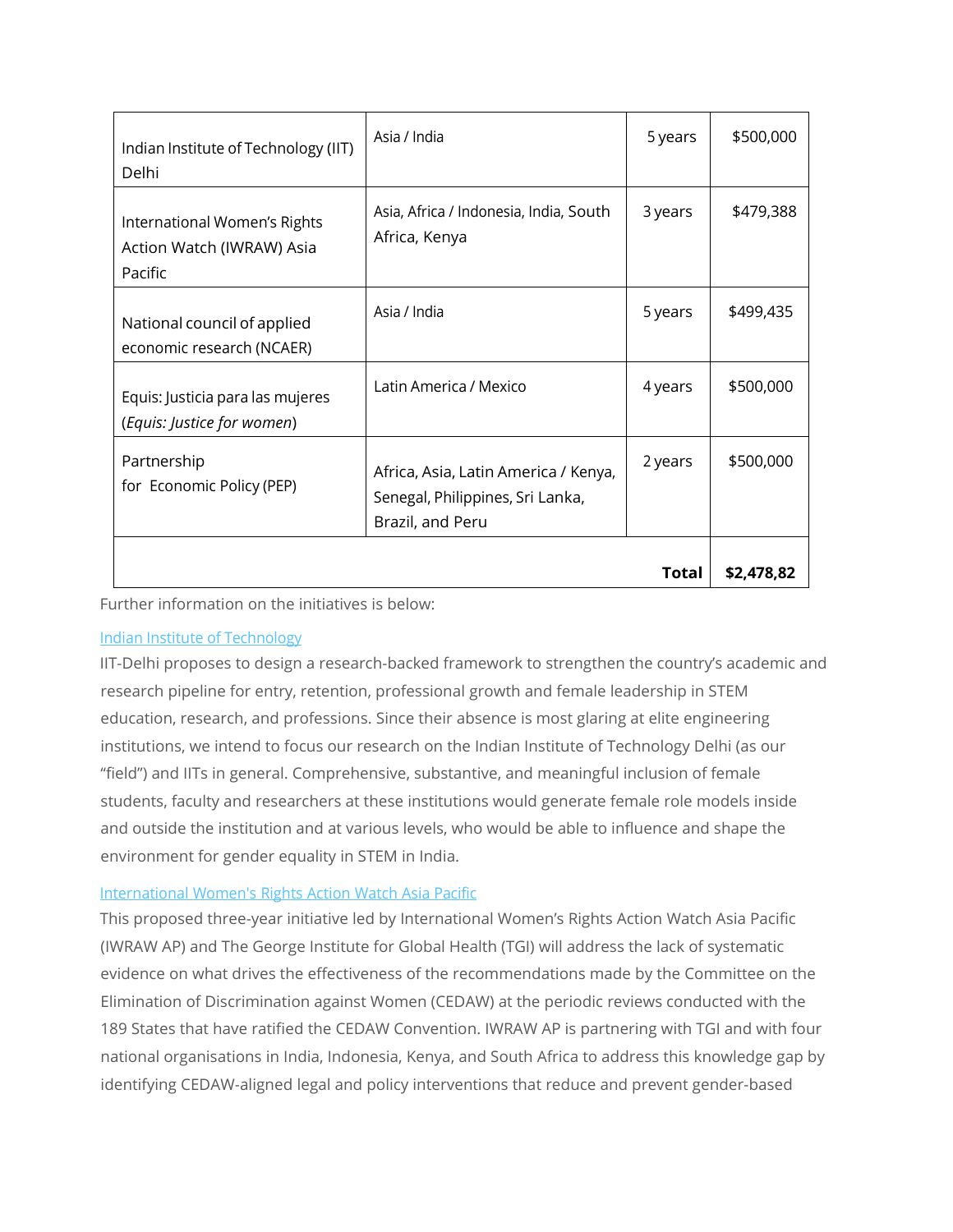| | | | |
|---|---|---|---|
| Indian Institute of Technology (IIT) Delhi | Asia / India | 5 years | $500,000 |
| International Women's Rights Action Watch (IWRAW) Asia Pacific | Asia, Africa / Indonesia, India, South Africa, Kenya | 3 years | $479,388 |
| National council of applied economic research (NCAER) | Asia / India | 5 years | $499,435 |
| Equis: Justicia para las mujeres (*Equis: Justice for women*) | Latin America / Mexico | 4 years | $500,000 |
| Partnership for Economic Policy (PEP) | Africa, Asia, Latin America / Kenya, Senegal, Philippines, Sri Lanka, Brazil, and Peru | 2 years | $500,000 |
| | | **Total** | **$2,478,82** |

Further information on the initiatives is below:

[Indian Institute of Technology]

IIT-Delhi proposes to design a research-backed framework to strengthen the country's academic and research pipeline for entry, retention, professional growth and female leadership in STEM education, research, and professions. Since their absence is most glaring at elite engineering institutions, we intend to focus our research on the Indian Institute of Technology Delhi (as our "field") and IITs in general. Comprehensive, substantive, and meaningful inclusion of female students, faculty and researchers at these institutions would generate female role models inside and outside the institution and at various levels, who would be able to influence and shape the environment for gender equality in STEM in India.

[International Women's Rights Action Watch Asia Pacific]

This proposed three-year initiative led by International Women's Rights Action Watch Asia Pacific (IWRAW AP) and The George Institute for Global Health (TGI) will address the lack of systematic evidence on what drives the effectiveness of the recommendations made by the Committee on the Elimination of Discrimination against Women (CEDAW) at the periodic reviews conducted with the 189 States that have ratified the CEDAW Convention. IWRAW AP is partnering with TGI and with four national organisations in India, Indonesia, Kenya, and South Africa to address this knowledge gap by identifying CEDAW-aligned legal and policy interventions that reduce and prevent gender-based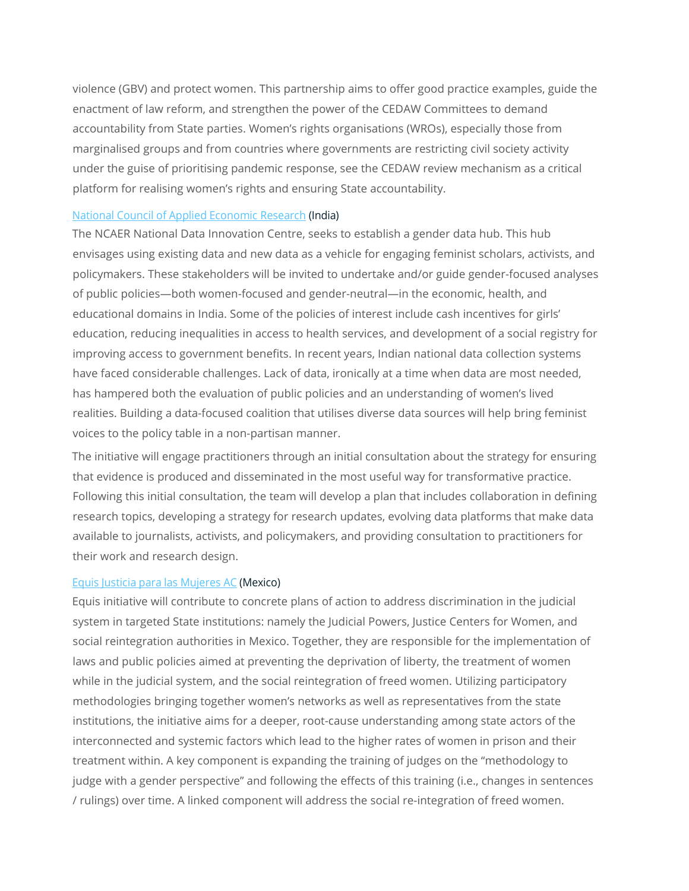violence (GBV) and protect women. This partnership aims to offer good practice examples, guide the enactment of law reform, and strengthen the power of the CEDAW Committees to demand accountability from State parties. Women's rights organisations (WROs), especially those from marginalised groups and from countries where governments are restricting civil society activity under the guise of prioritising pandemic response, see the CEDAW review mechanism as a critical platform for realising women's rights and ensuring State accountability.

National Council of Applied Economic Research (India)
The NCAER National Data Innovation Centre, seeks to establish a gender data hub. This hub envisages using existing data and new data as a vehicle for engaging feminist scholars, activists, and policymakers. These stakeholders will be invited to undertake and/or guide gender-focused analyses of public policies—both women-focused and gender-neutral—in the economic, health, and educational domains in India. Some of the policies of interest include cash incentives for girls' education, reducing inequalities in access to health services, and development of a social registry for improving access to government benefits. In recent years, Indian national data collection systems have faced considerable challenges. Lack of data, ironically at a time when data are most needed, has hampered both the evaluation of public policies and an understanding of women's lived realities. Building a data-focused coalition that utilises diverse data sources will help bring feminist voices to the policy table in a non-partisan manner.

The initiative will engage practitioners through an initial consultation about the strategy for ensuring that evidence is produced and disseminated in the most useful way for transformative practice. Following this initial consultation, the team will develop a plan that includes collaboration in defining research topics, developing a strategy for research updates, evolving data platforms that make data available to journalists, activists, and policymakers, and providing consultation to practitioners for their work and research design.

Equis Justicia para las Mujeres AC (Mexico)
Equis initiative will contribute to concrete plans of action to address discrimination in the judicial system in targeted State institutions: namely the Judicial Powers, Justice Centers for Women, and social reintegration authorities in Mexico. Together, they are responsible for the implementation of laws and public policies aimed at preventing the deprivation of liberty, the treatment of women while in the judicial system, and the social reintegration of freed women. Utilizing participatory methodologies bringing together women's networks as well as representatives from the state institutions, the initiative aims for a deeper, root-cause understanding among state actors of the interconnected and systemic factors which lead to the higher rates of women in prison and their treatment within. A key component is expanding the training of judges on the "methodology to judge with a gender perspective" and following the effects of this training (i.e., changes in sentences / rulings) over time. A linked component will address the social re-integration of freed women.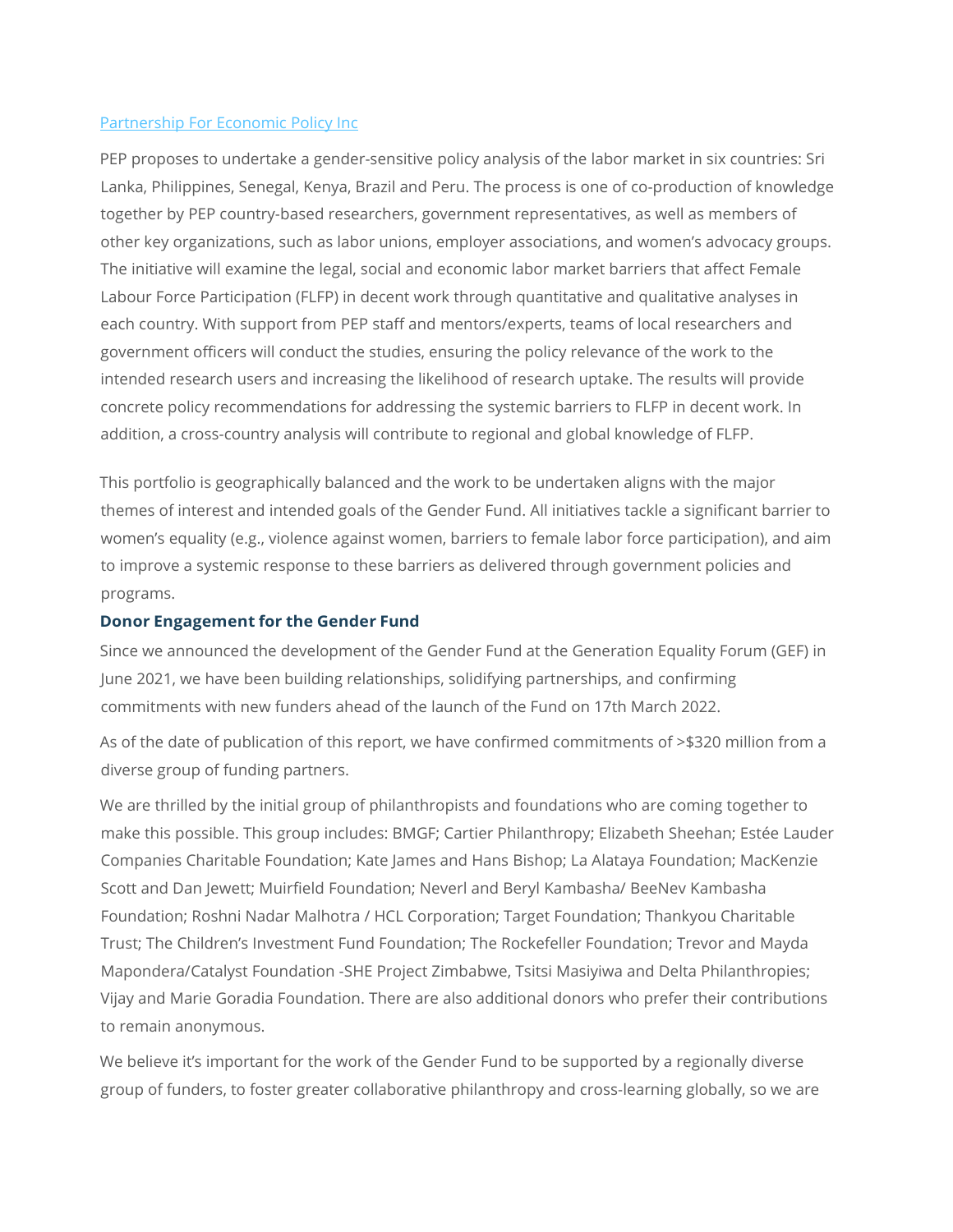[Partnership For Economic Policy Inc]

PEP proposes to undertake a gender-sensitive policy analysis of the labor market in six countries: Sri Lanka, Philippines, Senegal, Kenya, Brazil and Peru. The process is one of co-production of knowledge together by PEP country-based researchers, government representatives, as well as members of other key organizations, such as labor unions, employer associations, and women's advocacy groups. The initiative will examine the legal, social and economic labor market barriers that affect Female Labour Force Participation (FLFP) in decent work through quantitative and qualitative analyses in each country. With support from PEP staff and mentors/experts, teams of local researchers and government officers will conduct the studies, ensuring the policy relevance of the work to the intended research users and increasing the likelihood of research uptake. The results will provide concrete policy recommendations for addressing the systemic barriers to FLFP in decent work. In addition, a cross-country analysis will contribute to regional and global knowledge of FLFP.

This portfolio is geographically balanced and the work to be undertaken aligns with the major themes of interest and intended goals of the Gender Fund. All initiatives tackle a significant barrier to women's equality (e.g., violence against women, barriers to female labor force participation), and aim to improve a systemic response to these barriers as delivered through government policies and programs.

### Donor Engagement for the Gender Fund

Since we announced the development of the Gender Fund at the Generation Equality Forum (GEF) in June 2021, we have been building relationships, solidifying partnerships, and confirming commitments with new funders ahead of the launch of the Fund on 17th March 2022.

As of the date of publication of this report, we have confirmed commitments of >$320 million from a diverse group of funding partners.

We are thrilled by the initial group of philanthropists and foundations who are coming together to make this possible. This group includes: BMGF; Cartier Philanthropy; Elizabeth Sheehan; Estée Lauder Companies Charitable Foundation; Kate James and Hans Bishop; La Alataya Foundation; MacKenzie Scott and Dan Jewett; Muirfield Foundation; Neverl and Beryl Kambasha/ BeeNev Kambasha Foundation; Roshni Nadar Malhotra / HCL Corporation; Target Foundation; Thankyou Charitable Trust; The Children's Investment Fund Foundation; The Rockefeller Foundation; Trevor and Mayda Mapondera/Catalyst Foundation -SHE Project Zimbabwe, Tsitsi Masiyiwa and Delta Philanthropies; Vijay and Marie Goradia Foundation. There are also additional donors who prefer their contributions to remain anonymous.

We believe it's important for the work of the Gender Fund to be supported by a regionally diverse group of funders, to foster greater collaborative philanthropy and cross-learning globally, so we are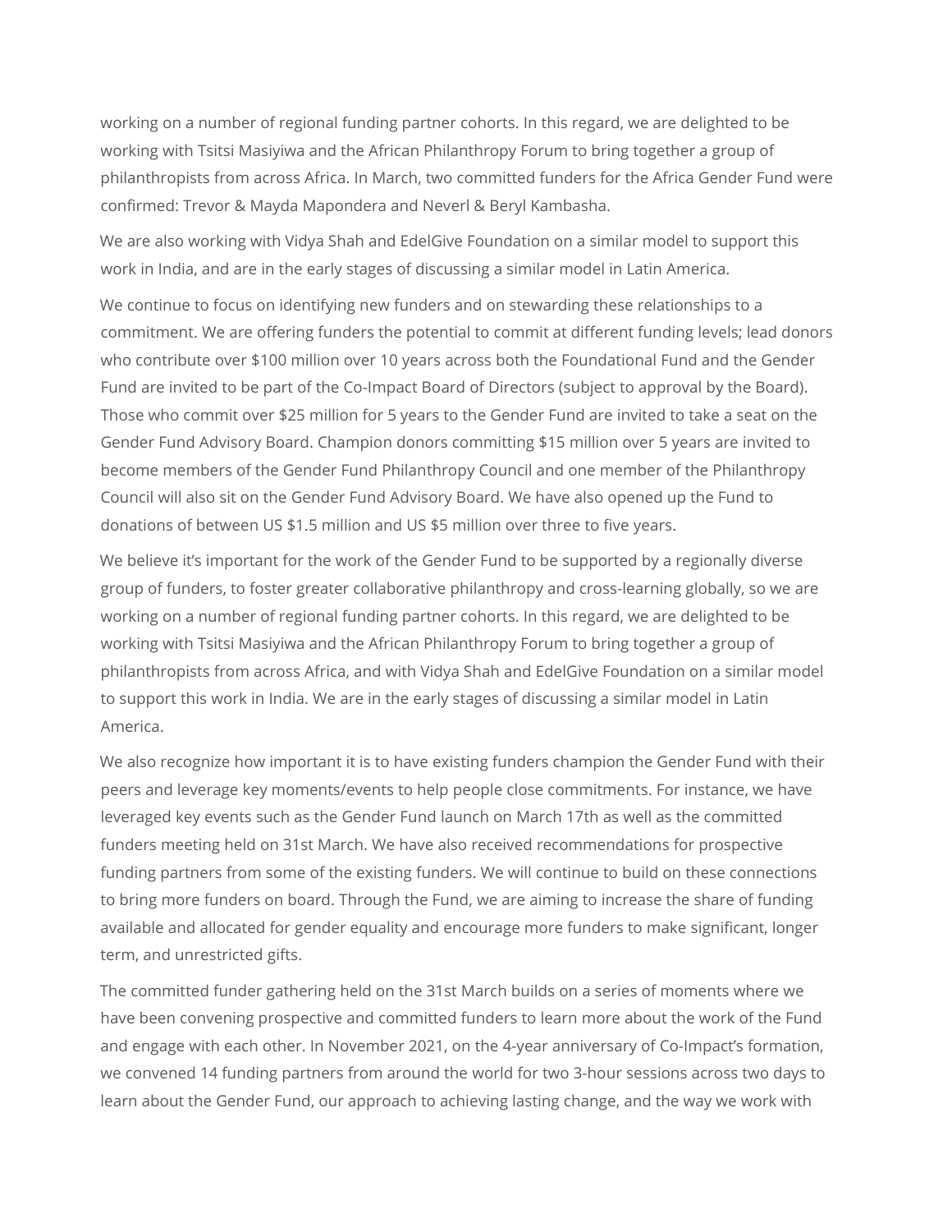working on a number of regional funding partner cohorts. In this regard, we are delighted to be working with Tsitsi Masiyiwa and the African Philanthropy Forum to bring together a group of philanthropists from across Africa. In March, two committed funders for the Africa Gender Fund were confirmed: Trevor & Mayda Mapondera and Neverl & Beryl Kambasha.

We are also working with Vidya Shah and EdelGive Foundation on a similar model to support this work in India, and are in the early stages of discussing a similar model in Latin America.

We continue to focus on identifying new funders and on stewarding these relationships to a commitment. We are offering funders the potential to commit at different funding levels; lead donors who contribute over $100 million over 10 years across both the Foundational Fund and the Gender Fund are invited to be part of the Co-Impact Board of Directors (subject to approval by the Board). Those who commit over $25 million for 5 years to the Gender Fund are invited to take a seat on the Gender Fund Advisory Board. Champion donors committing $15 million over 5 years are invited to become members of the Gender Fund Philanthropy Council and one member of the Philanthropy Council will also sit on the Gender Fund Advisory Board. We have also opened up the Fund to donations of between US $1.5 million and US $5 million over three to five years.

We believe it's important for the work of the Gender Fund to be supported by a regionally diverse group of funders, to foster greater collaborative philanthropy and cross-learning globally, so we are working on a number of regional funding partner cohorts. In this regard, we are delighted to be working with Tsitsi Masiyiwa and the African Philanthropy Forum to bring together a group of philanthropists from across Africa, and with Vidya Shah and EdelGive Foundation on a similar model to support this work in India. We are in the early stages of discussing a similar model in Latin America.

We also recognize how important it is to have existing funders champion the Gender Fund with their peers and leverage key moments/events to help people close commitments. For instance, we have leveraged key events such as the Gender Fund launch on March 17th as well as the committed funders meeting held on 31st March. We have also received recommendations for prospective funding partners from some of the existing funders. We will continue to build on these connections to bring more funders on board. Through the Fund, we are aiming to increase the share of funding available and allocated for gender equality and encourage more funders to make significant, longer term, and unrestricted gifts.

The committed funder gathering held on the 31st March builds on a series of moments where we have been convening prospective and committed funders to learn more about the work of the Fund and engage with each other. In November 2021, on the 4-year anniversary of Co-Impact's formation, we convened 14 funding partners from around the world for two 3-hour sessions across two days to learn about the Gender Fund, our approach to achieving lasting change, and the way we work with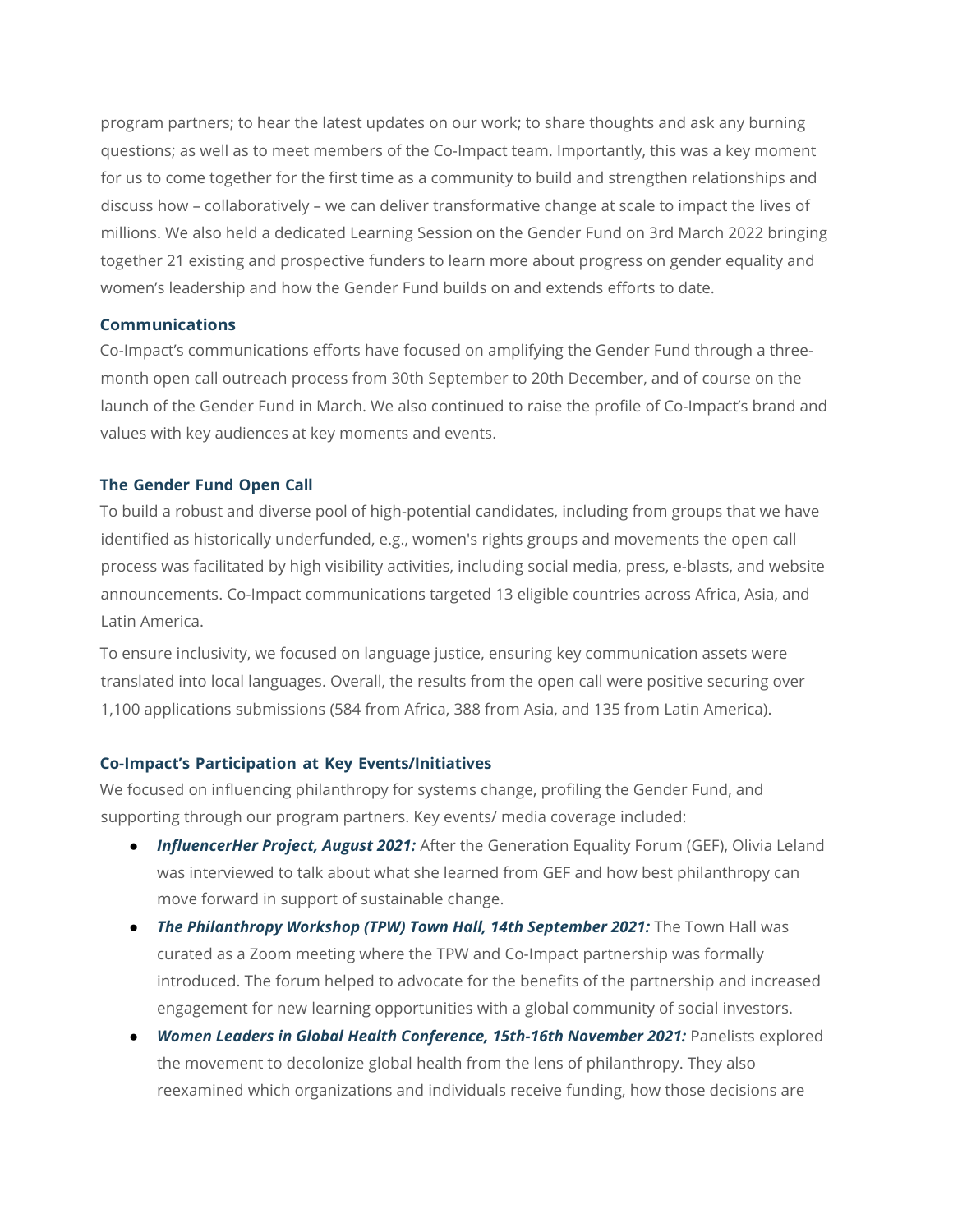program partners; to hear the latest updates on our work; to share thoughts and ask any burning questions; as well as to meet members of the Co-Impact team. Importantly, this was a key moment for us to come together for the first time as a community to build and strengthen relationships and discuss how – collaboratively – we can deliver transformative change at scale to impact the lives of millions. We also held a dedicated Learning Session on the Gender Fund on 3rd March 2022 bringing together 21 existing and prospective funders to learn more about progress on gender equality and women's leadership and how the Gender Fund builds on and extends efforts to date.

### Communications

Co-Impact's communications efforts have focused on amplifying the Gender Fund through a three-month open call outreach process from 30th September to 20th December, and of course on the launch of the Gender Fund in March. We also continued to raise the profile of Co-Impact's brand and values with key audiences at key moments and events.

### The Gender Fund Open Call

To build a robust and diverse pool of high-potential candidates, including from groups that we have identified as historically underfunded, e.g., women's rights groups and movements the open call process was facilitated by high visibility activities, including social media, press, e-blasts, and website announcements. Co-Impact communications targeted 13 eligible countries across Africa, Asia, and Latin America.

To ensure inclusivity, we focused on language justice, ensuring key communication assets were translated into local languages. Overall, the results from the open call were positive securing over 1,100 applications submissions (584 from Africa, 388 from Asia, and 135 from Latin America).

### Co-Impact's Participation at Key Events/Initiatives

We focused on influencing philanthropy for systems change, profiling the Gender Fund, and supporting through our program partners. Key events/ media coverage included:

- ***InfluencerHer Project, August 2021:*** After the Generation Equality Forum (GEF), Olivia Leland was interviewed to talk about what she learned from GEF and how best philanthropy can move forward in support of sustainable change.
- ***The Philanthropy Workshop (TPW) Town Hall, 14th September 2021:*** The Town Hall was curated as a Zoom meeting where the TPW and Co-Impact partnership was formally introduced. The forum helped to advocate for the benefits of the partnership and increased engagement for new learning opportunities with a global community of social investors.
- ***Women Leaders in Global Health Conference, 15th-16th November 2021:*** Panelists explored the movement to decolonize global health from the lens of philanthropy. They also reexamined which organizations and individuals receive funding, how those decisions are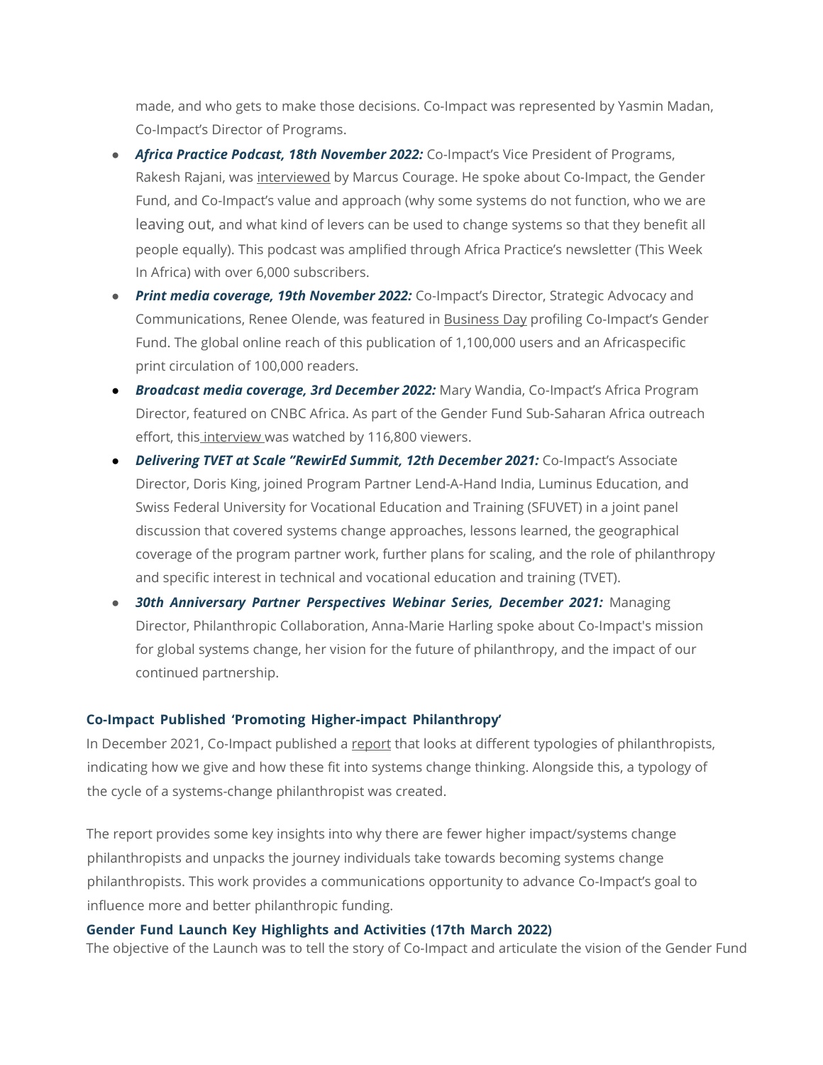made, and who gets to make those decisions. Co-Impact was represented by Yasmin Madan, Co-Impact's Director of Programs.

- ***Africa Practice Podcast, 18th November 2022:*** Co-Impact's Vice President of Programs, Rakesh Rajani, was interviewed by Marcus Courage. He spoke about Co-Impact, the Gender Fund, and Co-Impact's value and approach (why some systems do not function, who we are leaving out, and what kind of levers can be used to change systems so that they benefit all people equally). This podcast was amplified through Africa Practice's newsletter (This Week In Africa) with over 6,000 subscribers.
- ***Print media coverage, 19th November 2022:*** Co-Impact's Director, Strategic Advocacy and Communications, Renee Olende, was featured in Business Day profiling Co-Impact's Gender Fund. The global online reach of this publication of 1,100,000 users and an Africaspecific print circulation of 100,000 readers.
- ***Broadcast media coverage, 3rd December 2022:*** Mary Wandia, Co-Impact's Africa Program Director, featured on CNBC Africa. As part of the Gender Fund Sub-Saharan Africa outreach effort, this interview was watched by 116,800 viewers.
- ***Delivering TVET at Scale "RewirEd Summit, 12th December 2021:*** Co-Impact's Associate Director, Doris King, joined Program Partner Lend-A-Hand India, Luminus Education, and Swiss Federal University for Vocational Education and Training (SFUVET) in a joint panel discussion that covered systems change approaches, lessons learned, the geographical coverage of the program partner work, further plans for scaling, and the role of philanthropy and specific interest in technical and vocational education and training (TVET).
- ***30th Anniversary Partner Perspectives Webinar Series, December 2021:*** Managing Director, Philanthropic Collaboration, Anna-Marie Harling spoke about Co-Impact's mission for global systems change, her vision for the future of philanthropy, and the impact of our continued partnership.

### Co-Impact Published 'Promoting Higher-impact Philanthropy'

In December 2021, Co-Impact published a report that looks at different typologies of philanthropists, indicating how we give and how these fit into systems change thinking. Alongside this, a typology of the cycle of a systems-change philanthropist was created.

The report provides some key insights into why there are fewer higher impact/systems change philanthropists and unpacks the journey individuals take towards becoming systems change philanthropists. This work provides a communications opportunity to advance Co-Impact's goal to influence more and better philanthropic funding.

### Gender Fund Launch Key Highlights and Activities (17th March 2022)

The objective of the Launch was to tell the story of Co-Impact and articulate the vision of the Gender Fund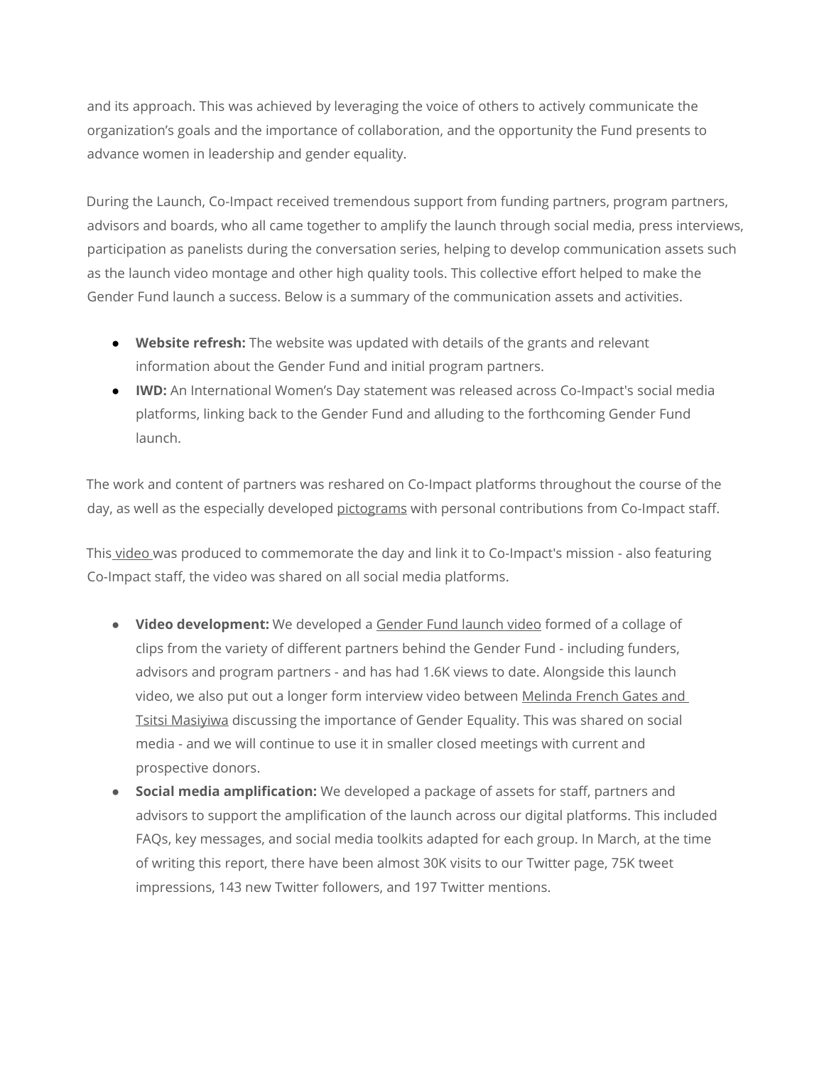and its approach. This was achieved by leveraging the voice of others to actively communicate the organization's goals and the importance of collaboration, and the opportunity the Fund presents to advance women in leadership and gender equality.

During the Launch, Co-Impact received tremendous support from funding partners, program partners, advisors and boards, who all came together to amplify the launch through social media, press interviews, participation as panelists during the conversation series, helping to develop communication assets such as the launch video montage and other high quality tools. This collective effort helped to make the Gender Fund launch a success. Below is a summary of the communication assets and activities.

- **Website refresh:** The website was updated with details of the grants and relevant information about the Gender Fund and initial program partners.
- **IWD:** An International Women's Day statement was released across Co-Impact's social media platforms, linking back to the Gender Fund and alluding to the forthcoming Gender Fund launch.

The work and content of partners was reshared on Co-Impact platforms throughout the course of the day, as well as the especially developed pictograms with personal contributions from Co-Impact staff.

This video was produced to commemorate the day and link it to Co-Impact's mission - also featuring Co-Impact staff, the video was shared on all social media platforms.

- **Video development:** We developed a Gender Fund launch video formed of a collage of clips from the variety of different partners behind the Gender Fund - including funders, advisors and program partners - and has had 1.6K views to date. Alongside this launch video, we also put out a longer form interview video between Melinda French Gates and Tsitsi Masiyiwa discussing the importance of Gender Equality. This was shared on social media - and we will continue to use it in smaller closed meetings with current and prospective donors.
- **Social media amplification:** We developed a package of assets for staff, partners and advisors to support the amplification of the launch across our digital platforms. This included FAQs, key messages, and social media toolkits adapted for each group. In March, at the time of writing this report, there have been almost 30K visits to our Twitter page, 75K tweet impressions, 143 new Twitter followers, and 197 Twitter mentions.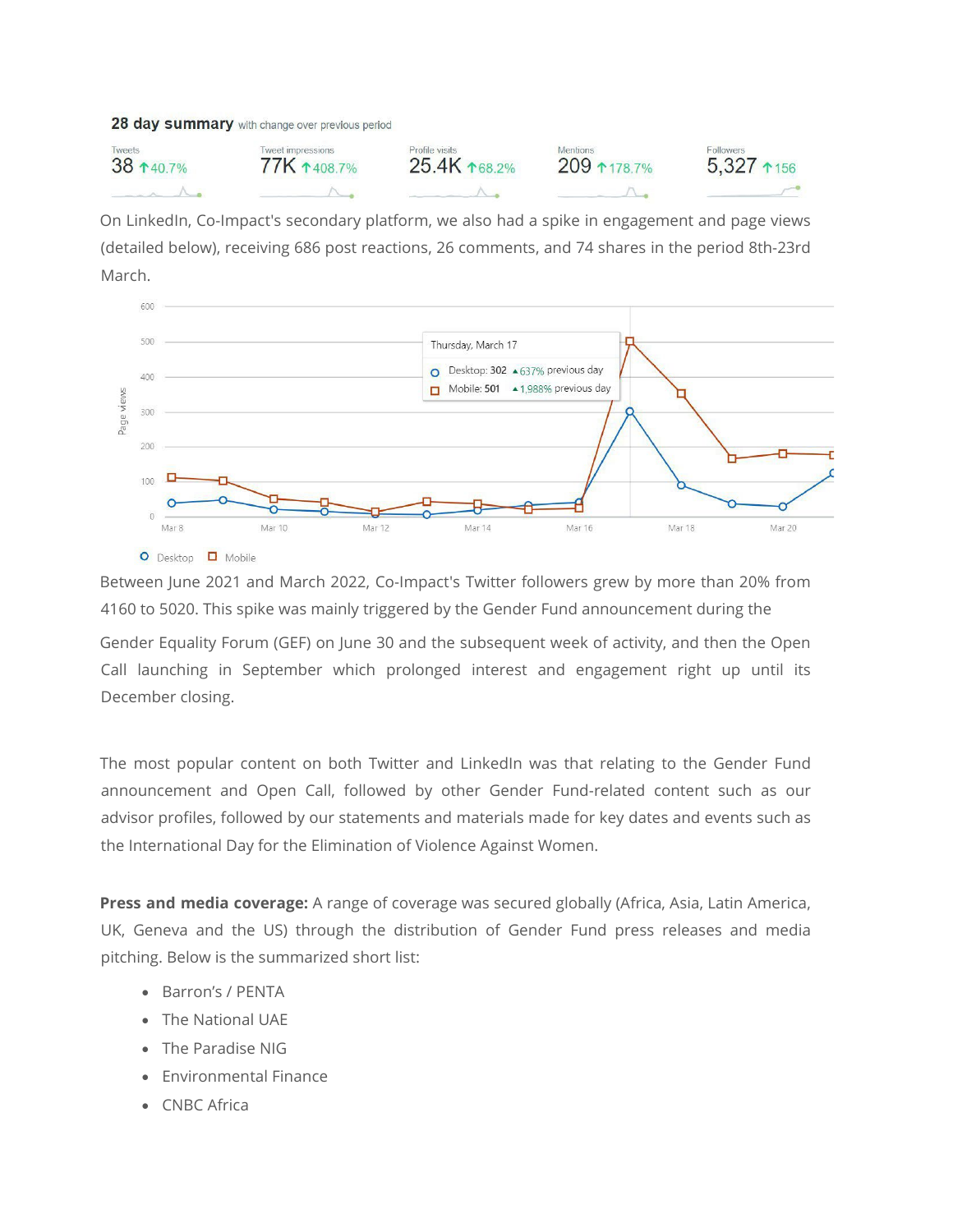**28 day summary** with change over previous period

Tweets
38 ↑40.7%

Tweet impressions
77K ↑408.7%

Profile visits
25.4K ↑68.2%

Mentions
209 ↑178.7%

Followers
5,327 ↑156

On LinkedIn, Co-Impact's secondary platform, we also had a spike in engagement and page views (detailed below), receiving 686 post reactions, 26 comments, and 74 shares in the period 8th-23rd March.

Page views

600
500
400
300
200
100
0

Mar 8
Mar 10
Mar 12
Mar 14
Mar 16
Mar 18
Mar 20

Thursday, March 17
Desktop: 302 ▲637% previous day
Mobile: 501 ▲1,988% previous day

Desktop
Mobile

Between June 2021 and March 2022, Co-Impact's Twitter followers grew by more than 20% from 4160 to 5020. This spike was mainly triggered by the Gender Fund announcement during the Gender Equality Forum (GEF) on June 30 and the subsequent week of activity, and then the Open Call launching in September which prolonged interest and engagement right up until its December closing.

The most popular content on both Twitter and LinkedIn was that relating to the Gender Fund announcement and Open Call, followed by other Gender Fund-related content such as our advisor profiles, followed by our statements and materials made for key dates and events such as the International Day for the Elimination of Violence Against Women.

**Press and media coverage:** A range of coverage was secured globally (Africa, Asia, Latin America, UK, Geneva and the US) through the distribution of Gender Fund press releases and media pitching. Below is the summarized short list:

- Barron's / PENTA
- The National UAE
- The Paradise NIG
- Environmental Finance
- CNBC Africa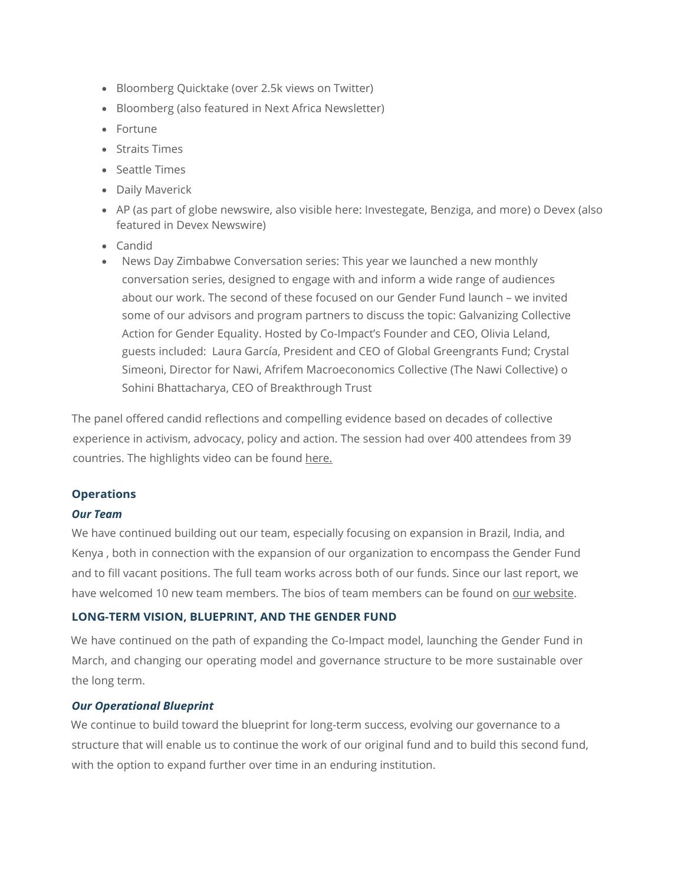- Bloomberg Quicktake (over 2.5k views on Twitter)
- Bloomberg (also featured in Next Africa Newsletter)
- Fortune
- Straits Times
- Seattle Times
- Daily Maverick
- AP (as part of globe newswire, also visible here: Investegate, Benziga, and more) o Devex (also featured in Devex Newswire)
- Candid
- News Day Zimbabwe Conversation series: This year we launched a new monthly conversation series, designed to engage with and inform a wide range of audiences about our work. The second of these focused on our Gender Fund launch – we invited some of our advisors and program partners to discuss the topic: Galvanizing Collective Action for Gender Equality. Hosted by Co-Impact's Founder and CEO, Olivia Leland, guests included: Laura García, President and CEO of Global Greengrants Fund; Crystal Simeoni, Director for Nawi, Afrifem Macroeconomics Collective (The Nawi Collective) o Sohini Bhattacharya, CEO of Breakthrough Trust

The panel offered candid reflections and compelling evidence based on decades of collective experience in activism, advocacy, policy and action. The session had over 400 attendees from 39 countries. The highlights video can be found here.

### Operations

#### *Our Team*

We have continued building out our team, especially focusing on expansion in Brazil, India, and Kenya , both in connection with the expansion of our organization to encompass the Gender Fund and to fill vacant positions. The full team works across both of our funds. Since our last report, we have welcomed 10 new team members. The bios of team members can be found on our website.

### LONG-TERM VISION, BLUEPRINT, AND THE GENDER FUND

We have continued on the path of expanding the Co-Impact model, launching the Gender Fund in March, and changing our operating model and governance structure to be more sustainable over the long term.

#### *Our Operational Blueprint*

We continue to build toward the blueprint for long-term success, evolving our governance to a structure that will enable us to continue the work of our original fund and to build this second fund, with the option to expand further over time in an enduring institution.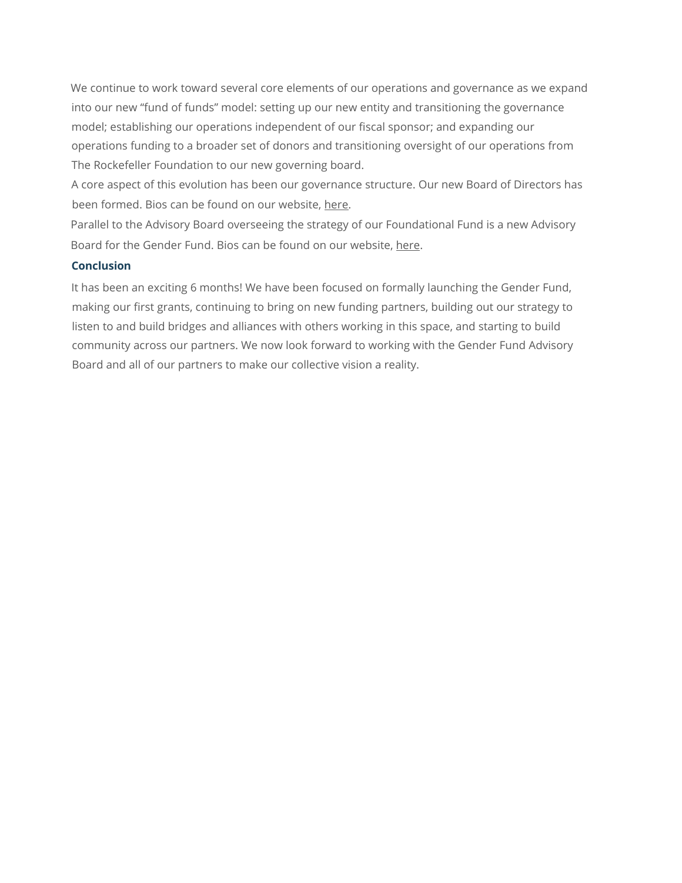We continue to work toward several core elements of our operations and governance as we expand into our new "fund of funds" model: setting up our new entity and transitioning the governance model; establishing our operations independent of our fiscal sponsor; and expanding our operations funding to a broader set of donors and transitioning oversight of our operations from The Rockefeller Foundation to our new governing board.

A core aspect of this evolution has been our governance structure. Our new Board of Directors has been formed. Bios can be found on our website, here.

Parallel to the Advisory Board overseeing the strategy of our Foundational Fund is a new Advisory Board for the Gender Fund. Bios can be found on our website, here.

## Conclusion

It has been an exciting 6 months! We have been focused on formally launching the Gender Fund, making our first grants, continuing to bring on new funding partners, building out our strategy to listen to and build bridges and alliances with others working in this space, and starting to build community across our partners. We now look forward to working with the Gender Fund Advisory Board and all of our partners to make our collective vision a reality.